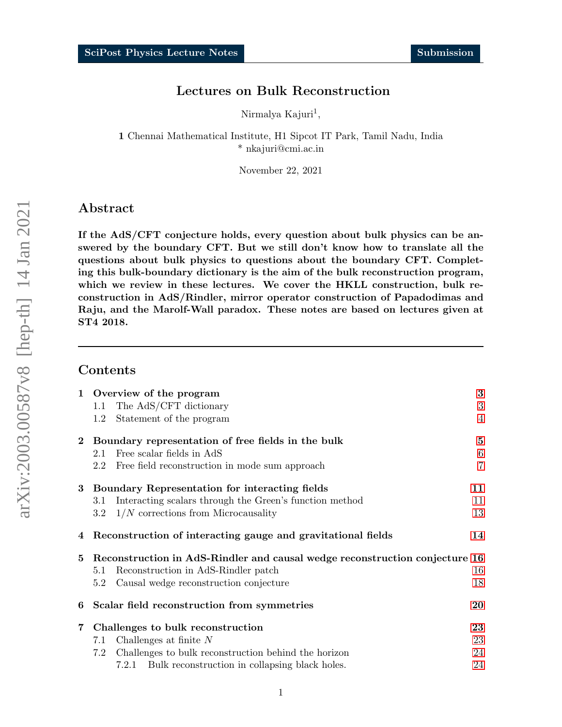SciPost Physics Lecture Notes Submission

# Lectures on Bulk Reconstruction

Nirmalya Kajuri[1],

**1** Chennai Mathematical Institute, H1 Sipcot IT Park, Tamil Nadu, India
* nkajuri@cmi.ac.in

November 22, 2021

## Abstract

**If the AdS/CFT conjecture holds, every question about bulk physics can be answered by the boundary CFT. But we still don't know how to translate all the questions about bulk physics to questions about the boundary CFT. Completing this bulk-boundary dictionary is the aim of the bulk reconstruction program, which we review in these lectures. We cover the HKLL construction, bulk reconstruction in AdS/Rindler, mirror operator construction of Papadodimas and Raju, and the Marolf-Wall paradox. These notes are based on lectures given at ST4 2018.**

---

## Contents

| | | |
|---|---|---|
| **1** | **Overview of the program** | **3** |
| | 1.1 The AdS/CFT dictionary | 3 |
| | 1.2 Statement of the program | 4 |
| **2** | **Boundary representation of free fields in the bulk** | **5** |
| | 2.1 Free scalar fields in AdS | 6 |
| | 2.2 Free field reconstruction in mode sum approach | 7 |
| **3** | **Boundary Representation for interacting fields** | **11** |
| | 3.1 Interacting scalars through the Green's function method | 11 |
| | 3.2 $1/N$ corrections from Microcausality | 13 |
| **4** | **Reconstruction of interacting gauge and gravitational fields** | **14** |
| **5** | **Reconstruction in AdS-Rindler and causal wedge reconstruction conjecture** | **16** |
| | 5.1 Reconstruction in AdS-Rindler patch | 16 |
| | 5.2 Causal wedge reconstruction conjecture | 18 |
| **6** | **Scalar field reconstruction from symmetries** | **20** |
| **7** | **Challenges to bulk reconstruction** | **23** |
| | 7.1 Challenges at finite $N$ | 23 |
| | 7.2 Challenges to bulk reconstruction behind the horizon | 24 |
| | 7.2.1 Bulk reconstruction in collapsing black holes. | 24 |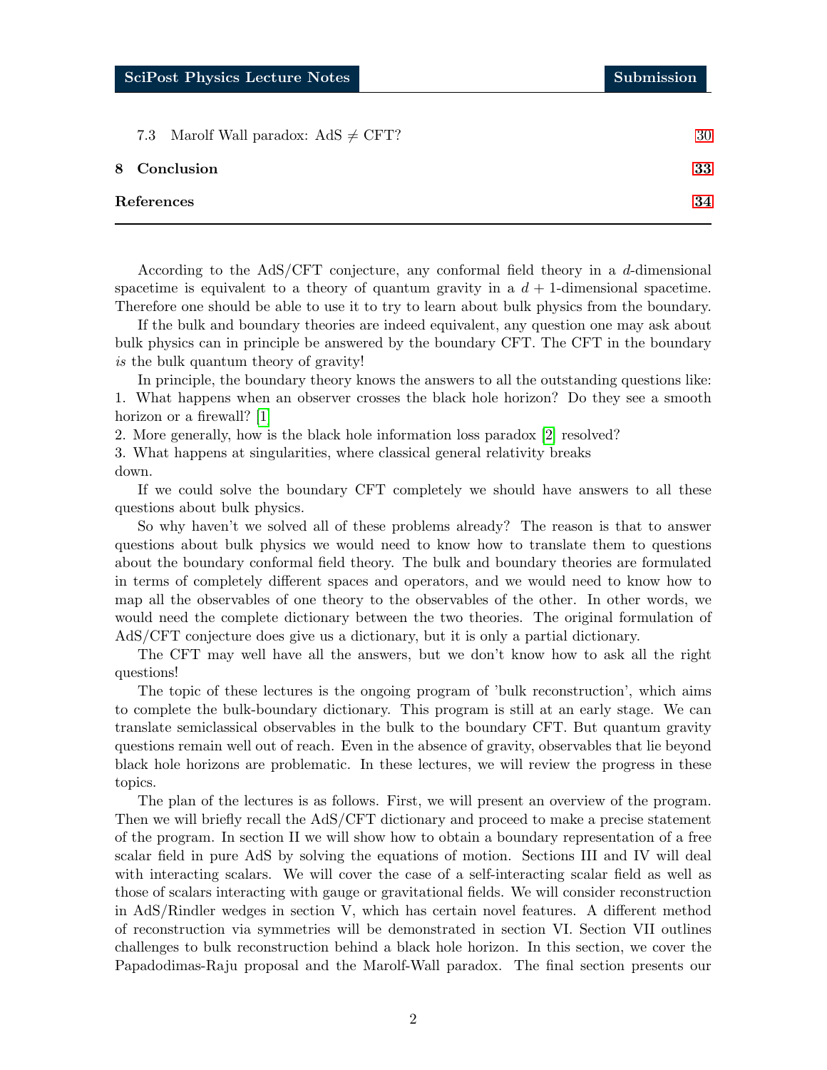7.3 Marolf Wall paradox: AdS $\neq$ CFT? 30

**8 Conclusion** 33

**References** 34

---

According to the AdS/CFT conjecture, any conformal field theory in a $d$-dimensional spacetime is equivalent to a theory of quantum gravity in a $d+1$-dimensional spacetime. Therefore one should be able to use it to try to learn about bulk physics from the boundary.

If the bulk and boundary theories are indeed equivalent, any question one may ask about bulk physics can in principle be answered by the boundary CFT. The CFT in the boundary *is* the bulk quantum theory of gravity!

In principle, the boundary theory knows the answers to all the outstanding questions like:
1. What happens when an observer crosses the black hole horizon? Do they see a smooth horizon or a firewall? [1]
2. More generally, how is the black hole information loss paradox [2] resolved?
3. What happens at singularities, where classical general relativity breaks down.

If we could solve the boundary CFT completely we should have answers to all these questions about bulk physics.

So why haven't we solved all of these problems already? The reason is that to answer questions about bulk physics we would need to know how to translate them to questions about the boundary conformal field theory. The bulk and boundary theories are formulated in terms of completely different spaces and operators, and we would need to know how to map all the observables of one theory to the observables of the other. In other words, we would need the complete dictionary between the two theories. The original formulation of AdS/CFT conjecture does give us a dictionary, but it is only a partial dictionary.

The CFT may well have all the answers, but we don't know how to ask all the right questions!

The topic of these lectures is the ongoing program of 'bulk reconstruction', which aims to complete the bulk-boundary dictionary. This program is still at an early stage. We can translate semiclassical observables in the bulk to the boundary CFT. But quantum gravity questions remain well out of reach. Even in the absence of gravity, observables that lie beyond black hole horizons are problematic. In these lectures, we will review the progress in these topics.

The plan of the lectures is as follows. First, we will present an overview of the program. Then we will briefly recall the AdS/CFT dictionary and proceed to make a precise statement of the program. In section II we will show how to obtain a boundary representation of a free scalar field in pure AdS by solving the equations of motion. Sections III and IV will deal with interacting scalars. We will cover the case of a self-interacting scalar field as well as those of scalars interacting with gauge or gravitational fields. We will consider reconstruction in AdS/Rindler wedges in section V, which has certain novel features. A different method of reconstruction via symmetries will be demonstrated in section VI. Section VII outlines challenges to bulk reconstruction behind a black hole horizon. In this section, we cover the Papadodimas-Raju proposal and the Marolf-Wall paradox. The final section presents our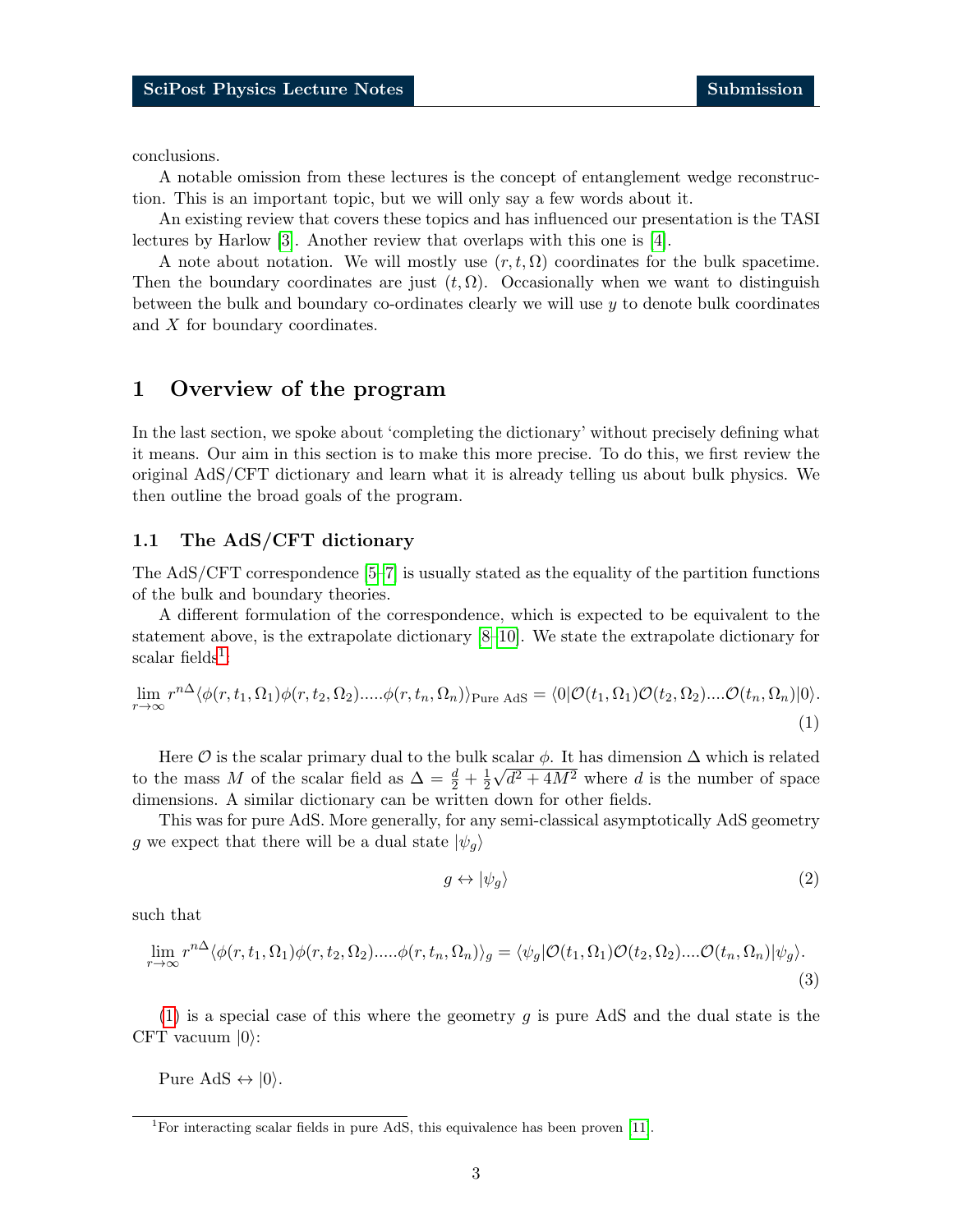conclusions.

A notable omission from these lectures is the concept of entanglement wedge reconstruction. This is an important topic, but we will only say a few words about it.

An existing review that covers these topics and has influenced our presentation is the TASI lectures by Harlow [3]. Another review that overlaps with this one is [4].

A note about notation. We will mostly use $(r, t, \Omega)$ coordinates for the bulk spacetime. Then the boundary coordinates are just $(t, \Omega)$. Occasionally when we want to distinguish between the bulk and boundary co-ordinates clearly we will use $y$ to denote bulk coordinates and $X$ for boundary coordinates.

# 1 Overview of the program

In the last section, we spoke about 'completing the dictionary' without precisely defining what it means. Our aim in this section is to make this more precise. To do this, we first review the original AdS/CFT dictionary and learn what it is already telling us about bulk physics. We then outline the broad goals of the program.

## 1.1 The AdS/CFT dictionary

The AdS/CFT correspondence [5–7] is usually stated as the equality of the partition functions of the bulk and boundary theories.

A different formulation of the correspondence, which is expected to be equivalent to the statement above, is the extrapolate dictionary [8–10]. We state the extrapolate dictionary for scalar fields[1].

$$\lim_{r\to\infty} r^{n\Delta}\langle\phi(r,t_1,\Omega_1)\phi(r,t_2,\Omega_2).....\phi(r,t_n,\Omega_n)\rangle_{\text{Pure AdS}} = \langle 0|\mathcal{O}(t_1,\Omega_1)\mathcal{O}(t_2,\Omega_2)....\mathcal{O}(t_n,\Omega_n)|0\rangle. \tag{1}$$

Here $\mathcal{O}$ is the scalar primary dual to the bulk scalar $\phi$. It has dimension $\Delta$ which is related to the mass $M$ of the scalar field as $\Delta = \frac{d}{2} + \frac{1}{2}\sqrt{d^2 + 4M^2}$ where $d$ is the number of space dimensions. A similar dictionary can be written down for other fields.

This was for pure AdS. More generally, for any semi-classical asymptotically AdS geometry $g$ we expect that there will be a dual state $|\psi_g\rangle$

$$g \leftrightarrow |\psi_g\rangle \tag{2}$$

such that

$$\lim_{r\to\infty} r^{n\Delta}\langle\phi(r,t_1,\Omega_1)\phi(r,t_2,\Omega_2).....\phi(r,t_n,\Omega_n)\rangle_g = \langle\psi_g|\mathcal{O}(t_1,\Omega_1)\mathcal{O}(t_2,\Omega_2)....\mathcal{O}(t_n,\Omega_n)|\psi_g\rangle. \tag{3}$$

(1) is a special case of this where the geometry $g$ is pure AdS and the dual state is the CFT vacuum $|0\rangle$:

Pure AdS $\leftrightarrow |0\rangle$.

[1] For interacting scalar fields in pure AdS, this equivalence has been proven [11].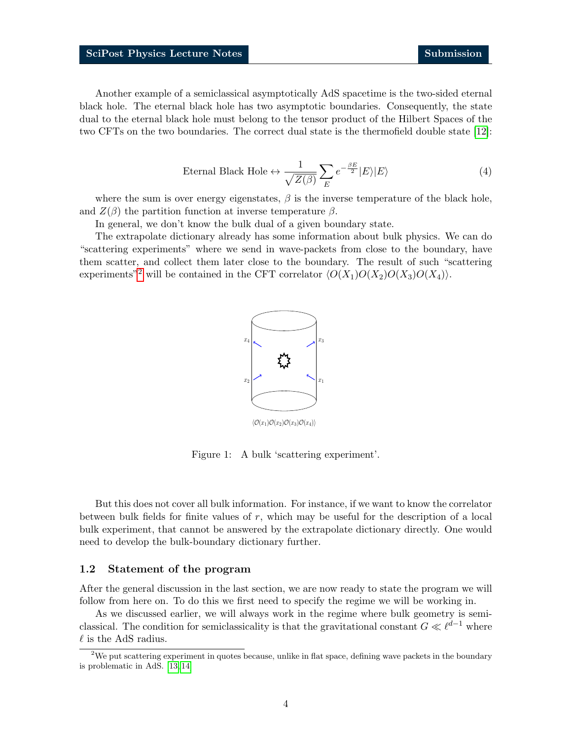Another example of a semiclassical asymptotically AdS spacetime is the two-sided eternal black hole. The eternal black hole has two asymptotic boundaries. Consequently, the state dual to the eternal black hole must belong to the tensor product of the Hilbert Spaces of the two CFTs on the two boundaries. The correct dual state is the thermofield double state [12]:

$$\text{Eternal Black Hole} \leftrightarrow \frac{1}{\sqrt{Z(\beta)}} \sum_E e^{-\frac{\beta E}{2}} |E\rangle |E\rangle \tag{4}$$

where the sum is over energy eigenstates, $\beta$ is the inverse temperature of the black hole, and $Z(\beta)$ the partition function at inverse temperature $\beta$.

In general, we don't know the bulk dual of a given boundary state.

The extrapolate dictionary already has some information about bulk physics. We can do "scattering experiments" where we send in wave-packets from close to the boundary, have them scatter, and collect them later close to the boundary. The result of such "scattering experiments"[2] will be contained in the CFT correlator $\langle O(X_1)O(X_2)O(X_3)O(X_4)\rangle$.

$\langle \mathcal{O}(x_1)\mathcal{O}(x_2)\mathcal{O}(x_3)\mathcal{O}(x_4)\rangle$

Figure 1: A bulk 'scattering experiment'.

But this does not cover all bulk information. For instance, if we want to know the correlator between bulk fields for finite values of $r$, which may be useful for the description of a local bulk experiment, that cannot be answered by the extrapolate dictionary directly. One would need to develop the bulk-boundary dictionary further.

### 1.2 Statement of the program

After the general discussion in the last section, we are now ready to state the program we will follow from here on. To do this we first need to specify the regime we will be working in.

As we discussed earlier, we will always work in the regime where bulk geometry is semiclassical. The condition for semiclassicality is that the gravitational constant $G \ll \ell^{d-1}$ where $\ell$ is the AdS radius.

[2] We put scattering experiment in quotes because, unlike in flat space, defining wave packets in the boundary is problematic in AdS. [13, 14]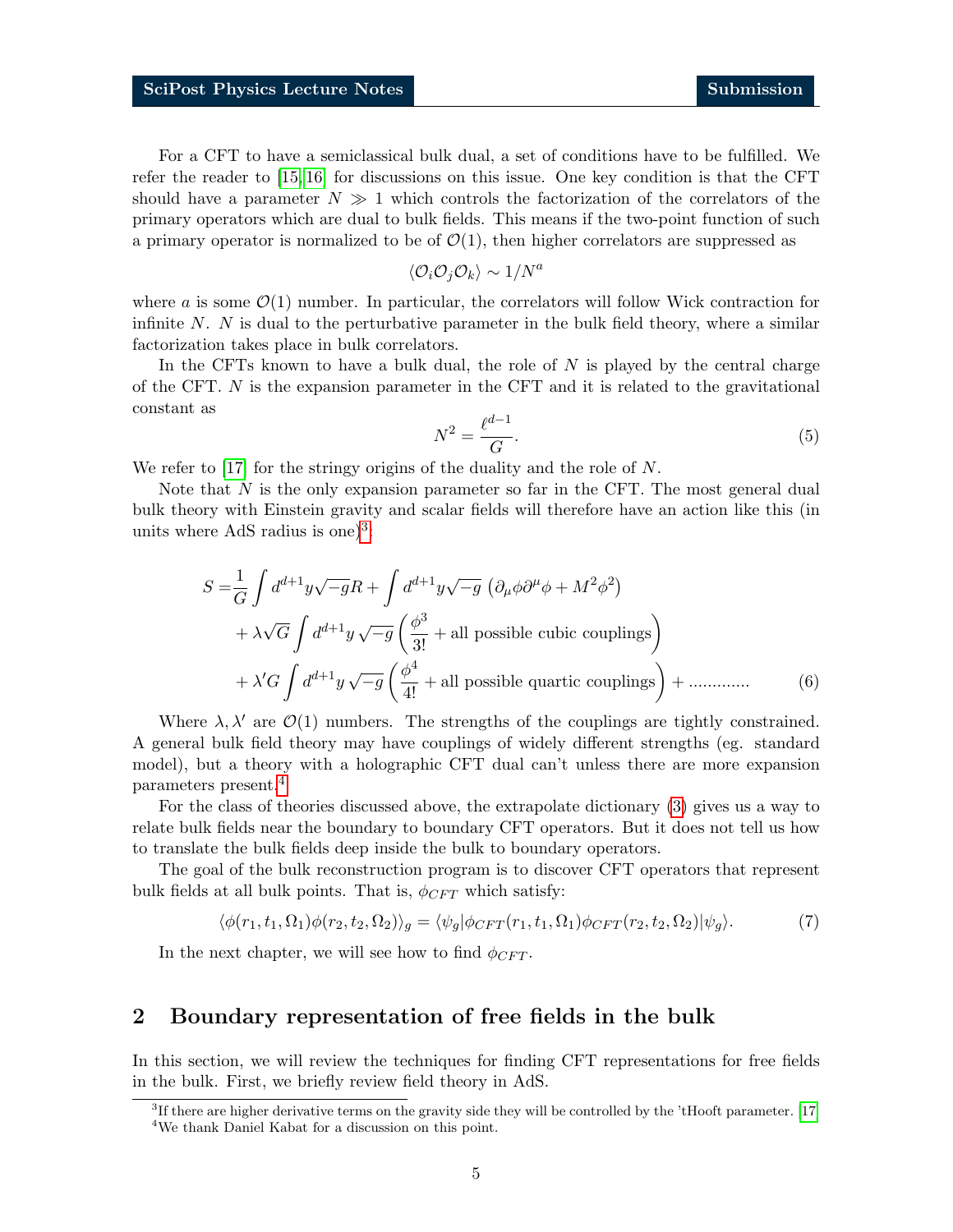For a CFT to have a semiclassical bulk dual, a set of conditions have to be fulfilled. We refer the reader to [15,16] for discussions on this issue. One key condition is that the CFT should have a parameter $N \gg 1$ which controls the factorization of the correlators of the primary operators which are dual to bulk fields. This means if the two-point function of such a primary operator is normalized to be of $\mathcal{O}(1)$, then higher correlators are suppressed as

$$\langle \mathcal{O}_i \mathcal{O}_j \mathcal{O}_k \rangle \sim 1/N^a$$

where $a$ is some $\mathcal{O}(1)$ number. In particular, the correlators will follow Wick contraction for infinite $N$. $N$ is dual to the perturbative parameter in the bulk field theory, where a similar factorization takes place in bulk correlators.

In the CFTs known to have a bulk dual, the role of $N$ is played by the central charge of the CFT. $N$ is the expansion parameter in the CFT and it is related to the gravitational constant as

$$N^2 = \frac{\ell^{d-1}}{G}. \tag{5}$$

We refer to [17] for the stringy origins of the duality and the role of $N$.

Note that $N$ is the only expansion parameter so far in the CFT. The most general dual bulk theory with Einstein gravity and scalar fields will therefore have an action like this (in units where AdS radius is one)[3].

$$\begin{aligned}
S =& \frac{1}{G} \int d^{d+1}y \sqrt{-g} R + \int d^{d+1}y \sqrt{-g} \left( \partial_\mu \phi \partial^\mu \phi + M^2 \phi^2 \right) \\
&+ \lambda \sqrt{G} \int d^{d+1}y \sqrt{-g} \left( \frac{\phi^3}{3!} + \text{all possible cubic couplings} \right) \\
&+ \lambda' G \int d^{d+1}y \sqrt{-g} \left( \frac{\phi^4}{4!} + \text{all possible quartic couplings} \right) + \text{.............}
\end{aligned} \tag{6}$$

Where $\lambda, \lambda'$ are $\mathcal{O}(1)$ numbers. The strengths of the couplings are tightly constrained. A general bulk field theory may have couplings of widely different strengths (eg. standard model), but a theory with a holographic CFT dual can't unless there are more expansion parameters present.[4]

For the class of theories discussed above, the extrapolate dictionary (3) gives us a way to relate bulk fields near the boundary to boundary CFT operators. But it does not tell us how to translate the bulk fields deep inside the bulk to boundary operators.

The goal of the bulk reconstruction program is to discover CFT operators that represent bulk fields at all bulk points. That is, $\phi_{CFT}$ which satisfy:

$$\langle \phi(r_1, t_1, \Omega_1) \phi(r_2, t_2, \Omega_2) \rangle_g = \langle \psi_g | \phi_{CFT}(r_1, t_1, \Omega_1) \phi_{CFT}(r_2, t_2, \Omega_2) | \psi_g \rangle. \tag{7}$$

In the next chapter, we will see how to find $\phi_{CFT}$.

## 2 Boundary representation of free fields in the bulk

In this section, we will review the techniques for finding CFT representations for free fields in the bulk. First, we briefly review field theory in AdS.

---

[3] If there are higher derivative terms on the gravity side they will be controlled by the 'tHooft parameter. [17]

[4] We thank Daniel Kabat for a discussion on this point.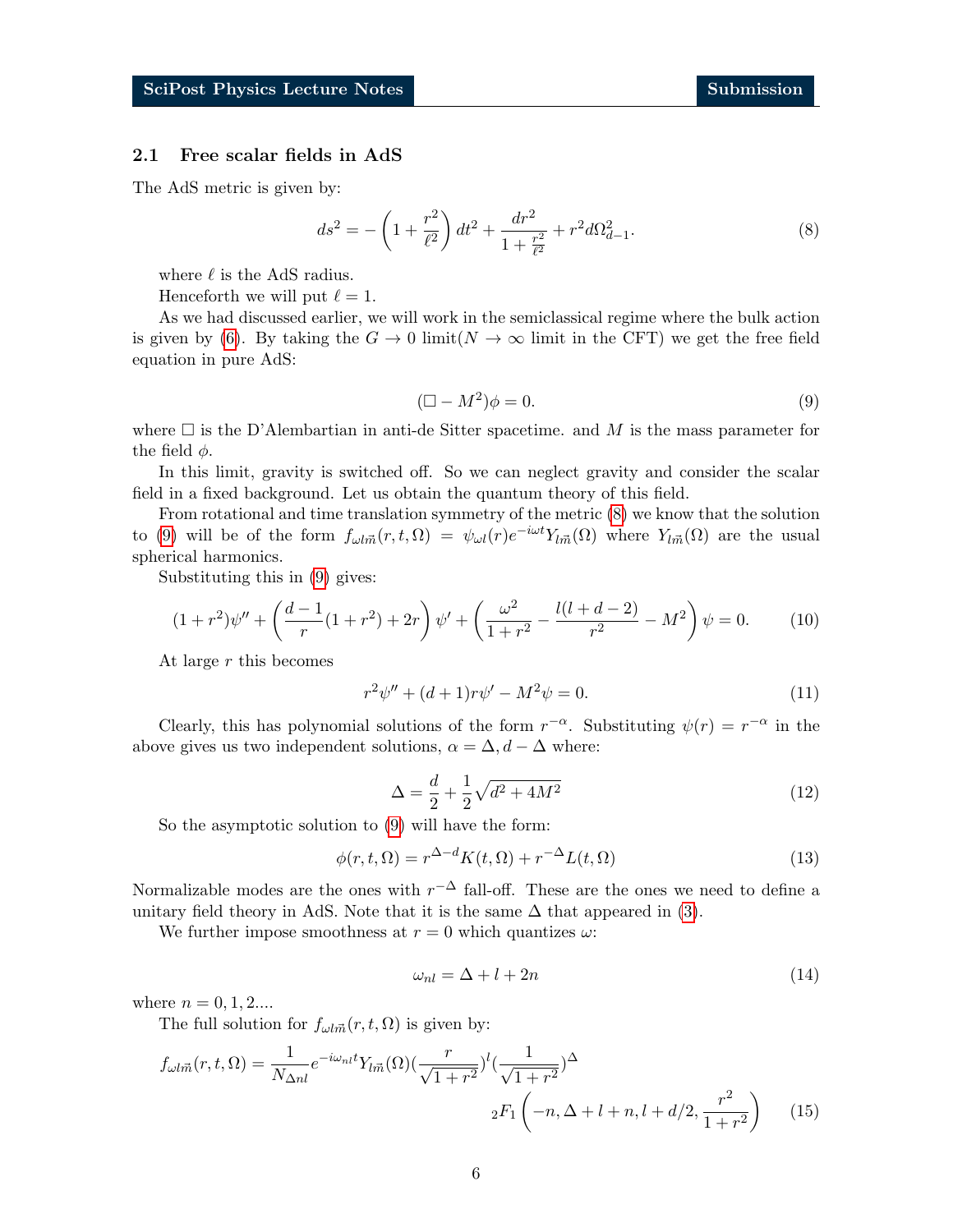### 2.1 Free scalar fields in AdS

The AdS metric is given by:

$$ds^2 = -\left(1 + \frac{r^2}{\ell^2}\right)dt^2 + \frac{dr^2}{1 + \frac{r^2}{\ell^2}} + r^2 d\Omega_{d-1}^2. \tag{8}$$

where $\ell$ is the AdS radius.

Henceforth we will put $\ell = 1$.

As we had discussed earlier, we will work in the semiclassical regime where the bulk action is given by (6). By taking the $G \to 0$ limit($N \to \infty$ limit in the CFT) we get the free field equation in pure AdS:

$$(\Box - M^2)\phi = 0. \tag{9}$$

where $\Box$ is the D'Alembartian in anti-de Sitter spacetime. and $M$ is the mass parameter for the field $\phi$.

In this limit, gravity is switched off. So we can neglect gravity and consider the scalar field in a fixed background. Let us obtain the quantum theory of this field.

From rotational and time translation symmetry of the metric (8) we know that the solution to (9) will be of the form $f_{\omega l \vec{m}}(r,t,\Omega) = \psi_{\omega l}(r)e^{-i\omega t}Y_{l\vec{m}}(\Omega)$ where $Y_{l\vec{m}}(\Omega)$ are the usual spherical harmonics.

Substituting this in (9) gives:

$$(1+r^2)\psi'' + \left(\frac{d-1}{r}(1+r^2) + 2r\right)\psi' + \left(\frac{\omega^2}{1+r^2} - \frac{l(l+d-2)}{r^2} - M^2\right)\psi = 0. \tag{10}$$

At large $r$ this becomes

$$r^2\psi'' + (d+1)r\psi' - M^2\psi = 0. \tag{11}$$

Clearly, this has polynomial solutions of the form $r^{-\alpha}$. Substituting $\psi(r) = r^{-\alpha}$ in the above gives us two independent solutions, $\alpha = \Delta, d - \Delta$ where:

$$\Delta = \frac{d}{2} + \frac{1}{2}\sqrt{d^2 + 4M^2} \tag{12}$$

So the asymptotic solution to (9) will have the form:

$$\phi(r,t,\Omega) = r^{\Delta-d}K(t,\Omega) + r^{-\Delta}L(t,\Omega) \tag{13}$$

Normalizable modes are the ones with $r^{-\Delta}$ fall-off. These are the ones we need to define a unitary field theory in AdS. Note that it is the same $\Delta$ that appeared in (3).

We further impose smoothness at $r = 0$ which quantizes $\omega$:

$$\omega_{nl} = \Delta + l + 2n \tag{14}$$

where $n = 0, 1, 2....$

The full solution for $f_{\omega l\vec{m}}(r,t,\Omega)$ is given by:

$$f_{\omega l\vec{m}}(r,t,\Omega) = \frac{1}{N_{\Delta nl}}e^{-i\omega_{nl}t}Y_{l\vec{m}}(\Omega)\left(\frac{r}{\sqrt{1+r^2}}\right)^l\left(\frac{1}{\sqrt{1+r^2}}\right)^\Delta \, {}_2F_1\left(-n, \Delta+l+n, l+d/2, \frac{r^2}{1+r^2}\right) \tag{15}$$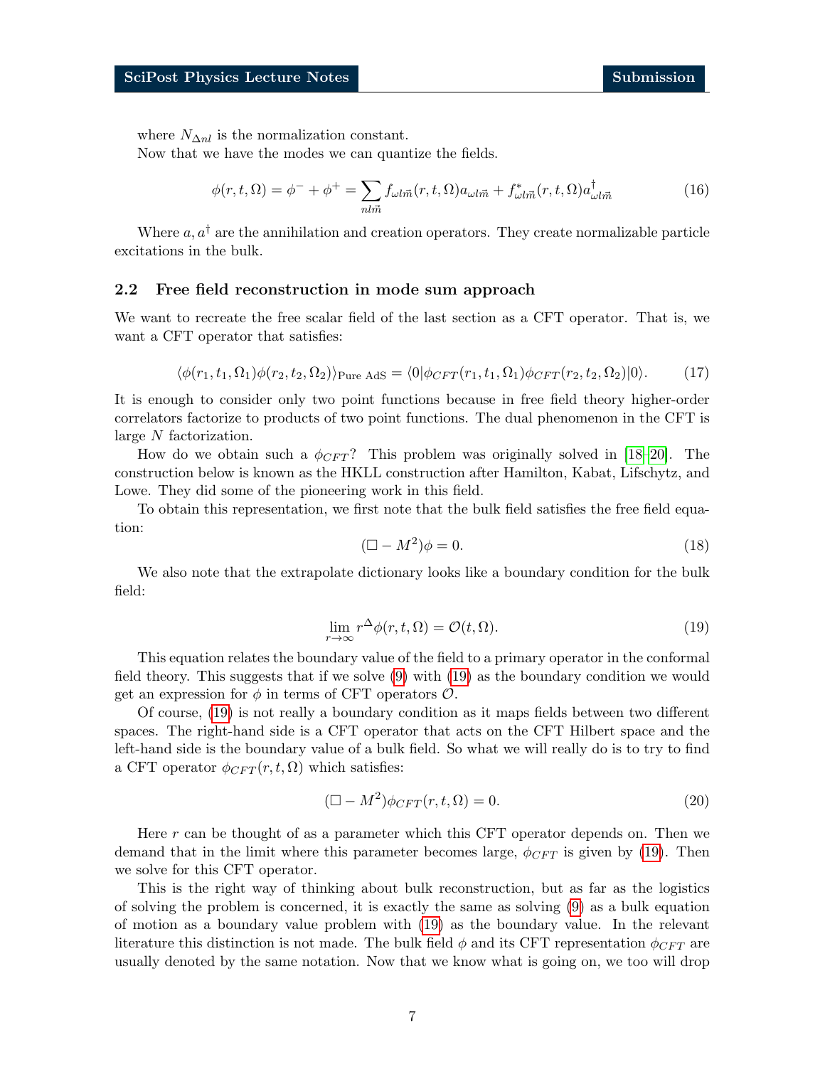where $N_{\Delta nl}$ is the normalization constant.

Now that we have the modes we can quantize the fields.

$$\phi(r,t,\Omega) = \phi^- + \phi^+ = \sum_{nl\vec{m}} f_{\omega l\vec{m}}(r,t,\Omega)a_{\omega l\vec{m}} + f^*_{\omega l\vec{m}}(r,t,\Omega)a^\dagger_{\omega l\vec{m}} \tag{16}$$

Where $a, a^\dagger$ are the annihilation and creation operators. They create normalizable particle excitations in the bulk.

### 2.2 Free field reconstruction in mode sum approach

We want to recreate the free scalar field of the last section as a CFT operator. That is, we want a CFT operator that satisfies:

$$\langle\phi(r_1,t_1,\Omega_1)\phi(r_2,t_2,\Omega_2)\rangle_{\text{Pure AdS}} = \langle 0|\phi_{CFT}(r_1,t_1,\Omega_1)\phi_{CFT}(r_2,t_2,\Omega_2)|0\rangle. \tag{17}$$

It is enough to consider only two point functions because in free field theory higher-order correlators factorize to products of two point functions. The dual phenomenon in the CFT is large $N$ factorization.

How do we obtain such a $\phi_{CFT}$? This problem was originally solved in [18–20]. The construction below is known as the HKLL construction after Hamilton, Kabat, Lifschytz, and Lowe. They did some of the pioneering work in this field.

To obtain this representation, we first note that the bulk field satisfies the free field equation:

$$(\Box - M^2)\phi = 0. \tag{18}$$

We also note that the extrapolate dictionary looks like a boundary condition for the bulk field:

$$\lim_{r\to\infty} r^\Delta \phi(r,t,\Omega) = \mathcal{O}(t,\Omega). \tag{19}$$

This equation relates the boundary value of the field to a primary operator in the conformal field theory. This suggests that if we solve (9) with (19) as the boundary condition we would get an expression for $\phi$ in terms of CFT operators $\mathcal{O}$.

Of course, (19) is not really a boundary condition as it maps fields between two different spaces. The right-hand side is a CFT operator that acts on the CFT Hilbert space and the left-hand side is the boundary value of a bulk field. So what we will really do is to try to find a CFT operator $\phi_{CFT}(r,t,\Omega)$ which satisfies:

$$(\Box - M^2)\phi_{CFT}(r,t,\Omega) = 0. \tag{20}$$

Here $r$ can be thought of as a parameter which this CFT operator depends on. Then we demand that in the limit where this parameter becomes large, $\phi_{CFT}$ is given by (19). Then we solve for this CFT operator.

This is the right way of thinking about bulk reconstruction, but as far as the logistics of solving the problem is concerned, it is exactly the same as solving (9) as a bulk equation of motion as a boundary value problem with (19) as the boundary value. In the relevant literature this distinction is not made. The bulk field $\phi$ and its CFT representation $\phi_{CFT}$ are usually denoted by the same notation. Now that we know what is going on, we too will drop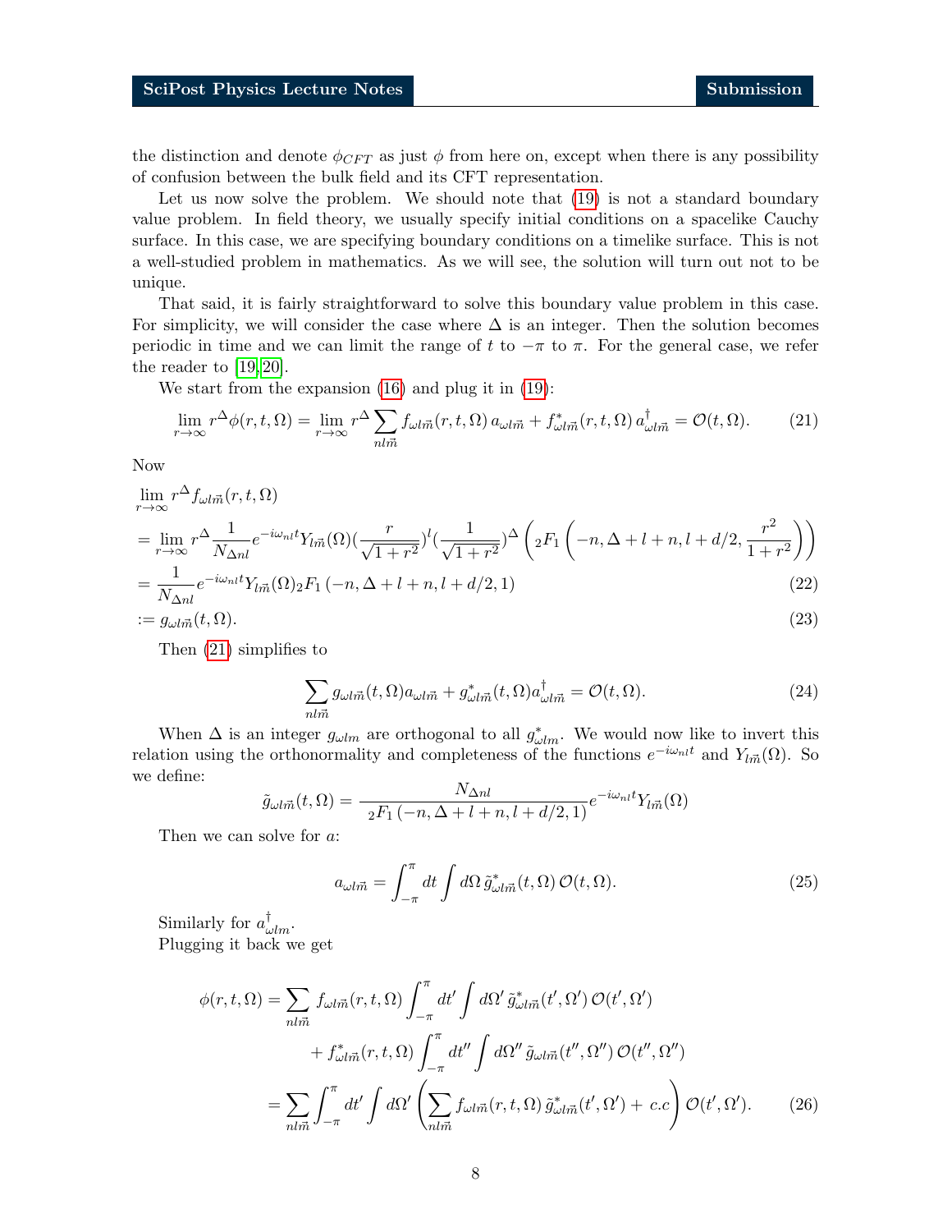the distinction and denote $\phi_{CFT}$ as just $\phi$ from here on, except when there is any possibility of confusion between the bulk field and its CFT representation.

Let us now solve the problem. We should note that (19) is not a standard boundary value problem. In field theory, we usually specify initial conditions on a spacelike Cauchy surface. In this case, we are specifying boundary conditions on a timelike surface. This is not a well-studied problem in mathematics. As we will see, the solution will turn out not to be unique.

That said, it is fairly straightforward to solve this boundary value problem in this case. For simplicity, we will consider the case where $\Delta$ is an integer. Then the solution becomes periodic in time and we can limit the range of $t$ to $-\pi$ to $\pi$. For the general case, we refer the reader to [19,20].

We start from the expansion (16) and plug it in (19):

$$\lim_{r\to\infty} r^{\Delta}\phi(r,t,\Omega) = \lim_{r\to\infty} r^{\Delta}\sum_{nl\vec{m}} f_{\omega l\vec{m}}(r,t,\Omega)\, a_{\omega l\vec{m}} + f^{*}_{\omega l\vec{m}}(r,t,\Omega)\, a^{\dagger}_{\omega l\vec{m}} = \mathcal{O}(t,\Omega). \tag{21}$$

Now

$$\begin{aligned}
&\lim_{r\to\infty} r^{\Delta} f_{\omega l\vec{m}}(r,t,\Omega) \\
&= \lim_{r\to\infty} r^{\Delta}\frac{1}{N_{\Delta nl}} e^{-i\omega_{nl}t} Y_{l\vec{m}}(\Omega) \Big(\frac{r}{\sqrt{1+r^2}}\Big)^{l} \Big(\frac{1}{\sqrt{1+r^2}}\Big)^{\Delta} \left({}_2F_1\left(-n,\Delta+l+n,l+d/2,\frac{r^2}{1+r^2}\right)\right) \\
&= \frac{1}{N_{\Delta nl}} e^{-i\omega_{nl}t} Y_{l\vec{m}}(\Omega)\, {}_2F_1\left(-n,\Delta+l+n,l+d/2,1\right) \qquad (22)\\
&:= g_{\omega l\vec{m}}(t,\Omega). \qquad (23)
\end{aligned}$$

Then (21) simplifies to

$$\sum_{nl\vec{m}} g_{\omega l\vec{m}}(t,\Omega) a_{\omega l\vec{m}} + g^{*}_{\omega l\vec{m}}(t,\Omega) a^{\dagger}_{\omega l\vec{m}} = \mathcal{O}(t,\Omega). \tag{24}$$

When $\Delta$ is an integer $g_{\omega lm}$ are orthogonal to all $g^{*}_{\omega lm}$. We would now like to invert this relation using the orthonormality and completeness of the functions $e^{-i\omega_{nl}t}$ and $Y_{l\vec{m}}(\Omega)$. So we define:

$$\tilde{g}_{\omega l\vec{m}}(t,\Omega) = \frac{N_{\Delta nl}}{{}_2F_1\left(-n,\Delta+l+n,l+d/2,1\right)} e^{-i\omega_{nl}t} Y_{l\vec{m}}(\Omega)$$

Then we can solve for $a$:

$$a_{\omega l\vec{m}} = \int_{-\pi}^{\pi} dt \int d\Omega\, \tilde{g}^{*}_{\omega l\vec{m}}(t,\Omega)\, \mathcal{O}(t,\Omega). \tag{25}$$

Similarly for $a^{\dagger}_{\omega lm}$.

Plugging it back we get

$$\begin{aligned}
\phi(r,t,\Omega) &= \sum_{nl\vec{m}} f_{\omega l\vec{m}}(r,t,\Omega) \int_{-\pi}^{\pi} dt' \int d\Omega'\, \tilde{g}^{*}_{\omega l\vec{m}}(t',\Omega')\, \mathcal{O}(t',\Omega') \\
&\qquad + f^{*}_{\omega l\vec{m}}(r,t,\Omega) \int_{-\pi}^{\pi} dt'' \int d\Omega''\, \tilde{g}_{\omega l\vec{m}}(t'',\Omega'')\, \mathcal{O}(t'',\Omega'') \\
&= \sum_{nl\vec{m}} \int_{-\pi}^{\pi} dt' \int d\Omega' \left( \sum_{nl\vec{m}} f_{\omega l\vec{m}}(r,t,\Omega)\, \tilde{g}^{*}_{\omega l\vec{m}}(t',\Omega') + c.c \right) \mathcal{O}(t',\Omega'). \qquad (26)
\end{aligned}$$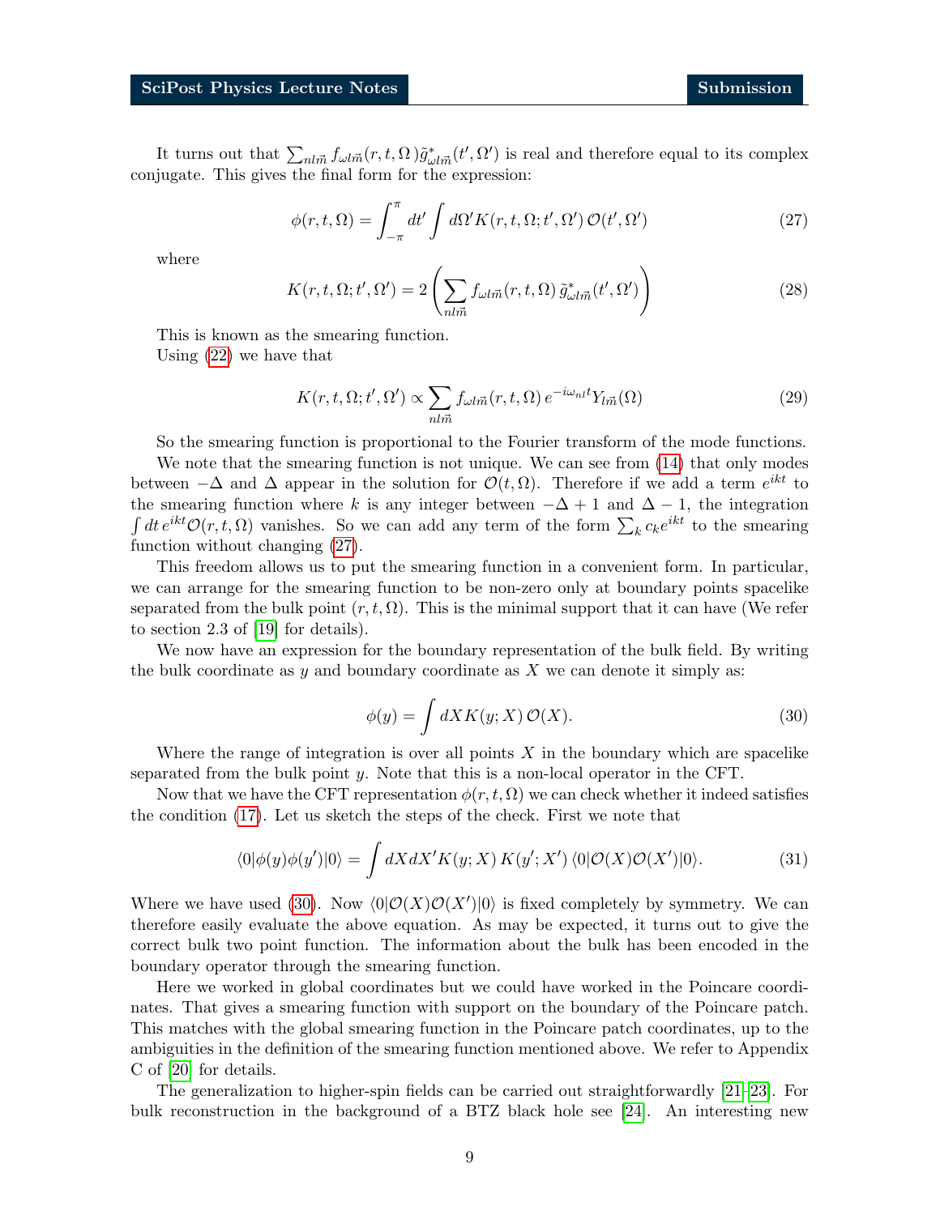It turns out that $\sum_{nl\vec{m}} f_{\omega l\vec{m}}(r,t,\Omega)\tilde{g}^*_{\omega l\vec{m}}(t',\Omega')$ is real and therefore equal to its complex conjugate. This gives the final form for the expression:

$$\phi(r,t,\Omega) = \int_{-\pi}^{\pi} dt' \int d\Omega' K(r,t,\Omega;t',\Omega')\, \mathcal{O}(t',\Omega') \tag{27}$$

where

$$K(r,t,\Omega;t',\Omega') = 2\left(\sum_{nl\vec{m}} f_{\omega l\vec{m}}(r,t,\Omega)\, \tilde{g}^*_{\omega l\vec{m}}(t',\Omega')\right) \tag{28}$$

This is known as the smearing function.

Using (22) we have that

$$K(r,t,\Omega;t',\Omega') \propto \sum_{nl\vec{m}} f_{\omega l\vec{m}}(r,t,\Omega)\, e^{-i\omega_{nl}t} Y_{l\vec{m}}(\Omega) \tag{29}$$

So the smearing function is proportional to the Fourier transform of the mode functions.

We note that the smearing function is not unique. We can see from (14) that only modes between $-\Delta$ and $\Delta$ appear in the solution for $\mathcal{O}(t,\Omega)$. Therefore if we add a term $e^{ikt}$ to the smearing function where $k$ is any integer between $-\Delta+1$ and $\Delta-1$, the integration $\int dt\, e^{ikt}\mathcal{O}(r,t,\Omega)$ vanishes. So we can add any term of the form $\sum_k c_k e^{ikt}$ to the smearing function without changing (27).

This freedom allows us to put the smearing function in a convenient form. In particular, we can arrange for the smearing function to be non-zero only at boundary points spacelike separated from the bulk point $(r,t,\Omega)$. This is the minimal support that it can have (We refer to section 2.3 of [19] for details).

We now have an expression for the boundary representation of the bulk field. By writing the bulk coordinate as $y$ and boundary coordinate as $X$ we can denote it simply as:

$$\phi(y) = \int dX K(y;X)\, \mathcal{O}(X). \tag{30}$$

Where the range of integration is over all points $X$ in the boundary which are spacelike separated from the bulk point $y$. Note that this is a non-local operator in the CFT.

Now that we have the CFT representation $\phi(r,t,\Omega)$ we can check whether it indeed satisfies the condition (17). Let us sketch the steps of the check. First we note that

$$\langle 0|\phi(y)\phi(y')|0\rangle = \int dX dX' K(y;X)\, K(y';X')\, \langle 0|\mathcal{O}(X)\mathcal{O}(X')|0\rangle. \tag{31}$$

Where we have used (30). Now $\langle 0|\mathcal{O}(X)\mathcal{O}(X')|0\rangle$ is fixed completely by symmetry. We can therefore easily evaluate the above equation. As may be expected, it turns out to give the correct bulk two point function. The information about the bulk has been encoded in the boundary operator through the smearing function.

Here we worked in global coordinates but we could have worked in the Poincare coordinates. That gives a smearing function with support on the boundary of the Poincare patch. This matches with the global smearing function in the Poincare patch coordinates, up to the ambiguities in the definition of the smearing function mentioned above. We refer to Appendix C of [20] for details.

The generalization to higher-spin fields can be carried out straightforwardly [21–23]. For bulk reconstruction in the background of a BTZ black hole see [24]. An interesting new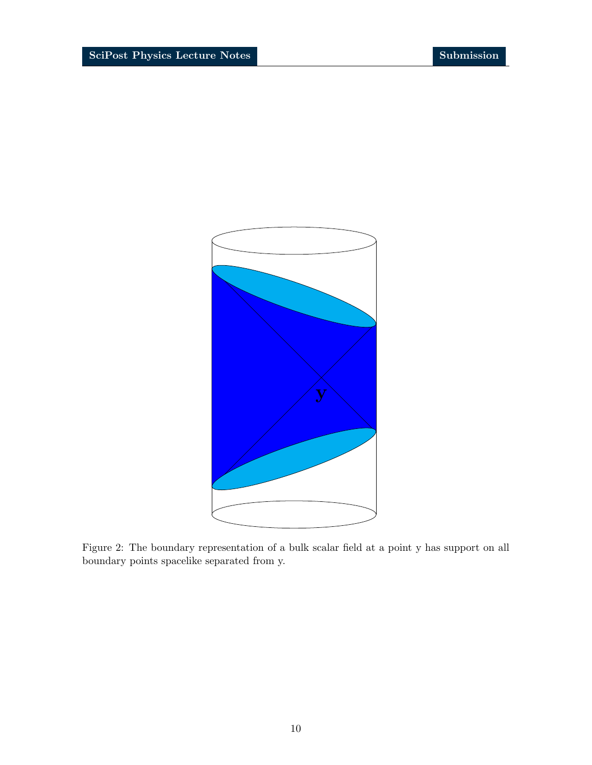Figure 2: The boundary representation of a bulk scalar field at a point y has support on all boundary points spacelike separated from y.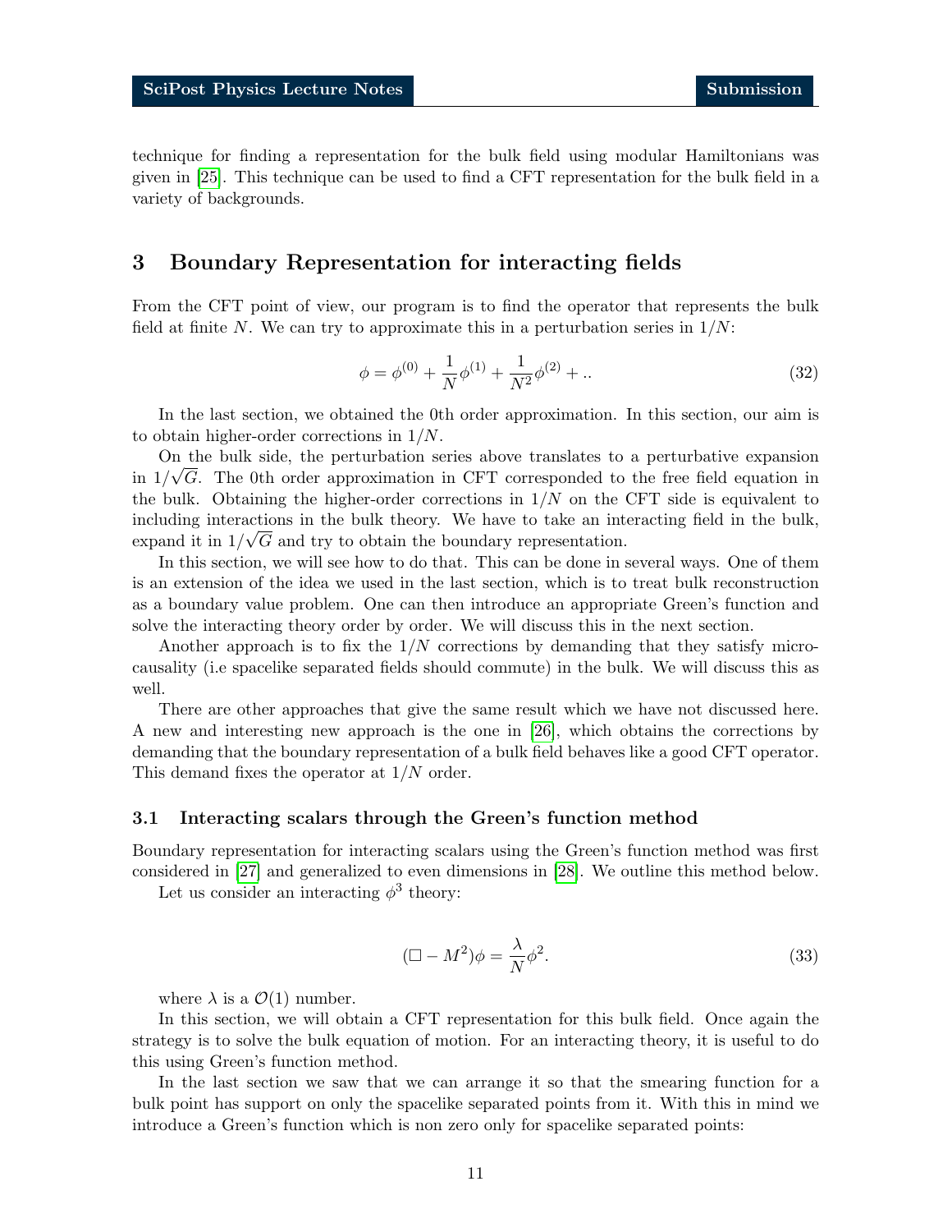technique for finding a representation for the bulk field using modular Hamiltonians was given in [25]. This technique can be used to find a CFT representation for the bulk field in a variety of backgrounds.

# 3 Boundary Representation for interacting fields

From the CFT point of view, our program is to find the operator that represents the bulk field at finite $N$. We can try to approximate this in a perturbation series in $1/N$:

$$\phi = \phi^{(0)} + \frac{1}{N}\phi^{(1)} + \frac{1}{N^2}\phi^{(2)} + .. \tag{32}$$

In the last section, we obtained the 0th order approximation. In this section, our aim is to obtain higher-order corrections in $1/N$.

On the bulk side, the perturbation series above translates to a perturbative expansion in $1/\sqrt{G}$. The 0th order approximation in CFT corresponded to the free field equation in the bulk. Obtaining the higher-order corrections in $1/N$ on the CFT side is equivalent to including interactions in the bulk theory. We have to take an interacting field in the bulk, expand it in $1/\sqrt{G}$ and try to obtain the boundary representation.

In this section, we will see how to do that. This can be done in several ways. One of them is an extension of the idea we used in the last section, which is to treat bulk reconstruction as a boundary value problem. One can then introduce an appropriate Green's function and solve the interacting theory order by order. We will discuss this in the next section.

Another approach is to fix the $1/N$ corrections by demanding that they satisfy microcausality (i.e spacelike separated fields should commute) in the bulk. We will discuss this as well.

There are other approaches that give the same result which we have not discussed here. A new and interesting new approach is the one in [26], which obtains the corrections by demanding that the boundary representation of a bulk field behaves like a good CFT operator. This demand fixes the operator at $1/N$ order.

## 3.1 Interacting scalars through the Green's function method

Boundary representation for interacting scalars using the Green's function method was first considered in [27] and generalized to even dimensions in [28]. We outline this method below.

Let us consider an interacting $\phi^3$ theory:

$$(\Box - M^2)\phi = \frac{\lambda}{N}\phi^2. \tag{33}$$

where $\lambda$ is a $\mathcal{O}(1)$ number.

In this section, we will obtain a CFT representation for this bulk field. Once again the strategy is to solve the bulk equation of motion. For an interacting theory, it is useful to do this using Green's function method.

In the last section we saw that we can arrange it so that the smearing function for a bulk point has support on only the spacelike separated points from it. With this in mind we introduce a Green's function which is non zero only for spacelike separated points: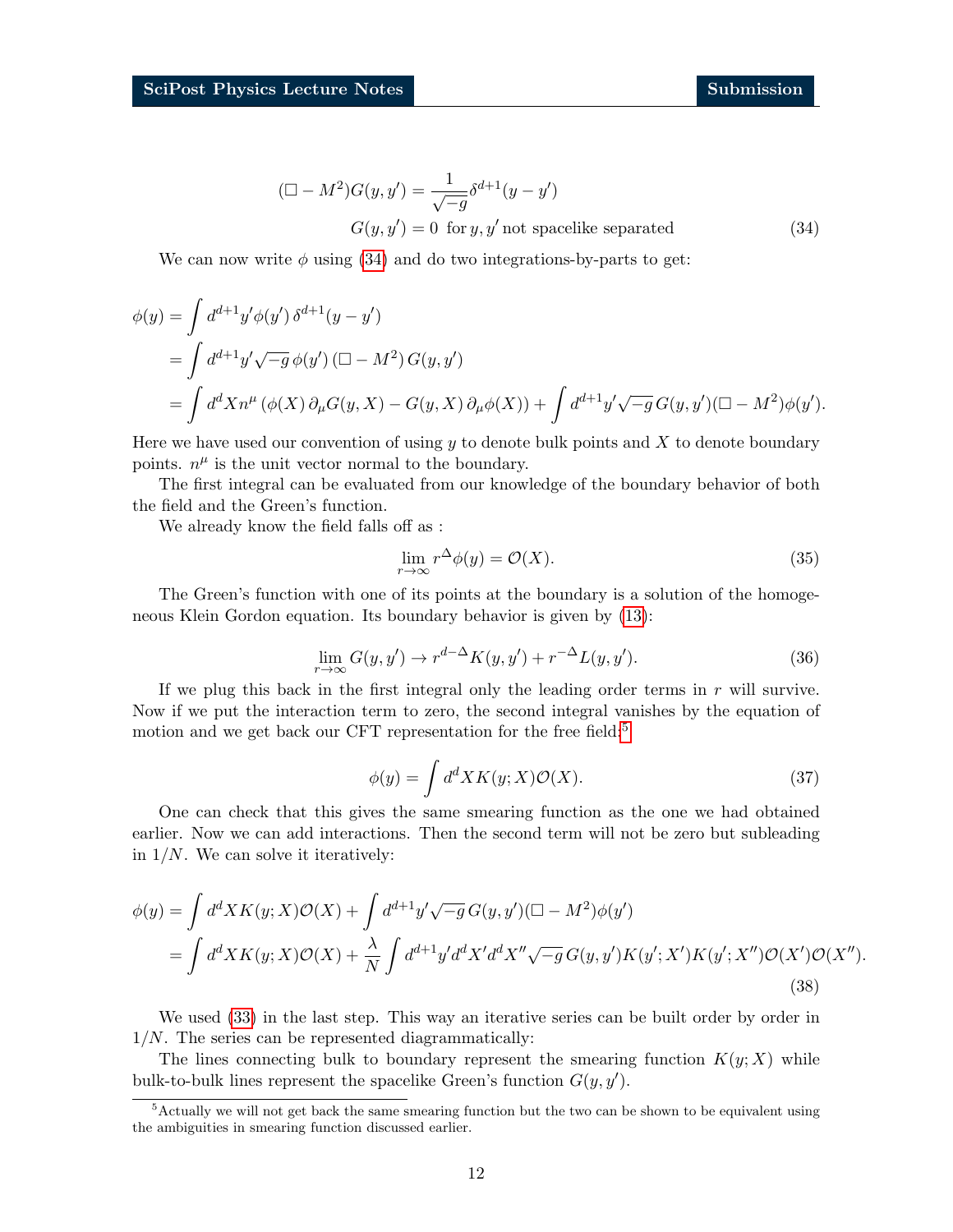$$
\begin{aligned}
(\Box - M^2) G(y, y') &= \frac{1}{\sqrt{-g}} \delta^{d+1}(y - y') \\
G(y, y') &= 0 \;\; \text{for}\, y, y' \,\text{not spacelike separated}
\end{aligned}
\tag{34}
$$

We can now write $\phi$ using (34) and do two integrations-by-parts to get:

$$
\begin{aligned}
\phi(y) &= \int d^{d+1}y' \phi(y')\, \delta^{d+1}(y - y') \\
&= \int d^{d+1}y' \sqrt{-g}\, \phi(y')\, (\Box - M^2)\, G(y, y') \\
&= \int d^d X n^\mu \left(\phi(X)\, \partial_\mu G(y, X) - G(y, X)\, \partial_\mu \phi(X)\right) + \int d^{d+1}y' \sqrt{-g}\, G(y, y')(\Box - M^2)\phi(y').
\end{aligned}
$$

Here we have used our convention of using $y$ to denote bulk points and $X$ to denote boundary points. $n^\mu$ is the unit vector normal to the boundary.

The first integral can be evaluated from our knowledge of the boundary behavior of both the field and the Green's function.

We already know the field falls off as :

$$
\lim_{r \to \infty} r^\Delta \phi(y) = \mathcal{O}(X).
\tag{35}
$$

The Green's function with one of its points at the boundary is a solution of the homogeneous Klein Gordon equation. Its boundary behavior is given by (13):

$$
\lim_{r \to \infty} G(y, y') \to r^{d-\Delta} K(y, y') + r^{-\Delta} L(y, y').
\tag{36}
$$

If we plug this back in the first integral only the leading order terms in $r$ will survive. Now if we put the interaction term to zero, the second integral vanishes by the equation of motion and we get back our CFT representation for the free field:[5]

$$
\phi(y) = \int d^d X K(y; X) \mathcal{O}(X).
\tag{37}
$$

One can check that this gives the same smearing function as the one we had obtained earlier. Now we can add interactions. Then the second term will not be zero but subleading in $1/N$. We can solve it iteratively:

$$
\begin{aligned}
\phi(y) &= \int d^d X K(y; X) \mathcal{O}(X) + \int d^{d+1}y' \sqrt{-g}\, G(y, y')(\Box - M^2)\phi(y') \\
&= \int d^d X K(y; X) \mathcal{O}(X) + \frac{\lambda}{N} \int d^{d+1}y' d^d X' d^d X'' \sqrt{-g}\, G(y, y') K(y'; X') K(y'; X'') \mathcal{O}(X') \mathcal{O}(X'').
\end{aligned}
\tag{38}
$$

We used (33) in the last step. This way an iterative series can be built order by order in $1/N$. The series can be represented diagrammatically:

The lines connecting bulk to boundary represent the smearing function $K(y; X)$ while bulk-to-bulk lines represent the spacelike Green's function $G(y, y')$.

[5] Actually we will not get back the same smearing function but the two can be shown to be equivalent using the ambiguities in smearing function discussed earlier.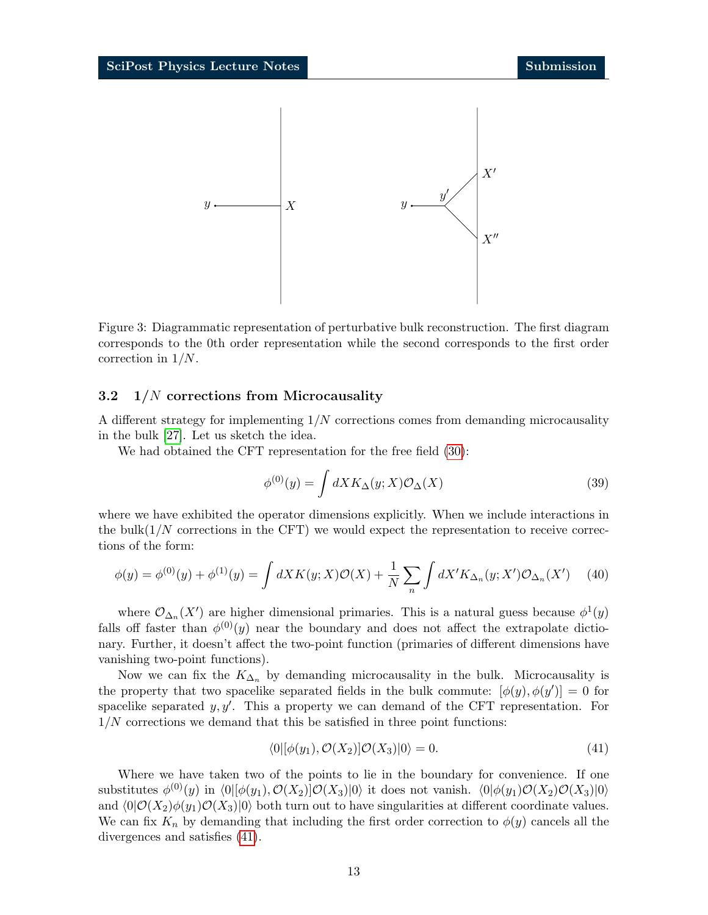Figure 3: Diagrammatic representation of perturbative bulk reconstruction. The first diagram corresponds to the 0th order representation while the second corresponds to the first order correction in $1/N$.

### 3.2 $1/N$ corrections from Microcausality

A different strategy for implementing $1/N$ corrections comes from demanding microcausality in the bulk [27]. Let us sketch the idea.

We had obtained the CFT representation for the free field (30):

$$\phi^{(0)}(y) = \int dX K_{\Delta}(y; X)\mathcal{O}_{\Delta}(X) \tag{39}$$

where we have exhibited the operator dimensions explicitly. When we include interactions in the bulk($1/N$ corrections in the CFT) we would expect the representation to receive corrections of the form:

$$\phi(y) = \phi^{(0)}(y) + \phi^{(1)}(y) = \int dX K(y; X)\mathcal{O}(X) + \frac{1}{N}\sum_{n}\int dX' K_{\Delta_n}(y; X')\mathcal{O}_{\Delta_n}(X') \tag{40}$$

where $\mathcal{O}_{\Delta_n}(X')$ are higher dimensional primaries. This is a natural guess because $\phi^1(y)$ falls off faster than $\phi^{(0)}(y)$ near the boundary and does not affect the extrapolate dictionary. Further, it doesn't affect the two-point function (primaries of different dimensions have vanishing two-point functions).

Now we can fix the $K_{\Delta_n}$ by demanding microcausality in the bulk. Microcausality is the property that two spacelike separated fields in the bulk commute: $[\phi(y), \phi(y')] = 0$ for spacelike separated $y, y'$. This a property we can demand of the CFT representation. For $1/N$ corrections we demand that this be satisfied in three point functions:

$$\langle 0|[\phi(y_1), \mathcal{O}(X_2)]\mathcal{O}(X_3)|0\rangle = 0. \tag{41}$$

Where we have taken two of the points to lie in the boundary for convenience. If one substitutes $\phi^{(0)}(y)$ in $\langle 0|[\phi(y_1), \mathcal{O}(X_2)]\mathcal{O}(X_3)|0\rangle$ it does not vanish. $\langle 0|\phi(y_1)\mathcal{O}(X_2)\mathcal{O}(X_3)|0\rangle$ and $\langle 0|\mathcal{O}(X_2)\phi(y_1)\mathcal{O}(X_3)|0\rangle$ both turn out to have singularities at different coordinate values. We can fix $K_n$ by demanding that including the first order correction to $\phi(y)$ cancels all the divergences and satisfies (41).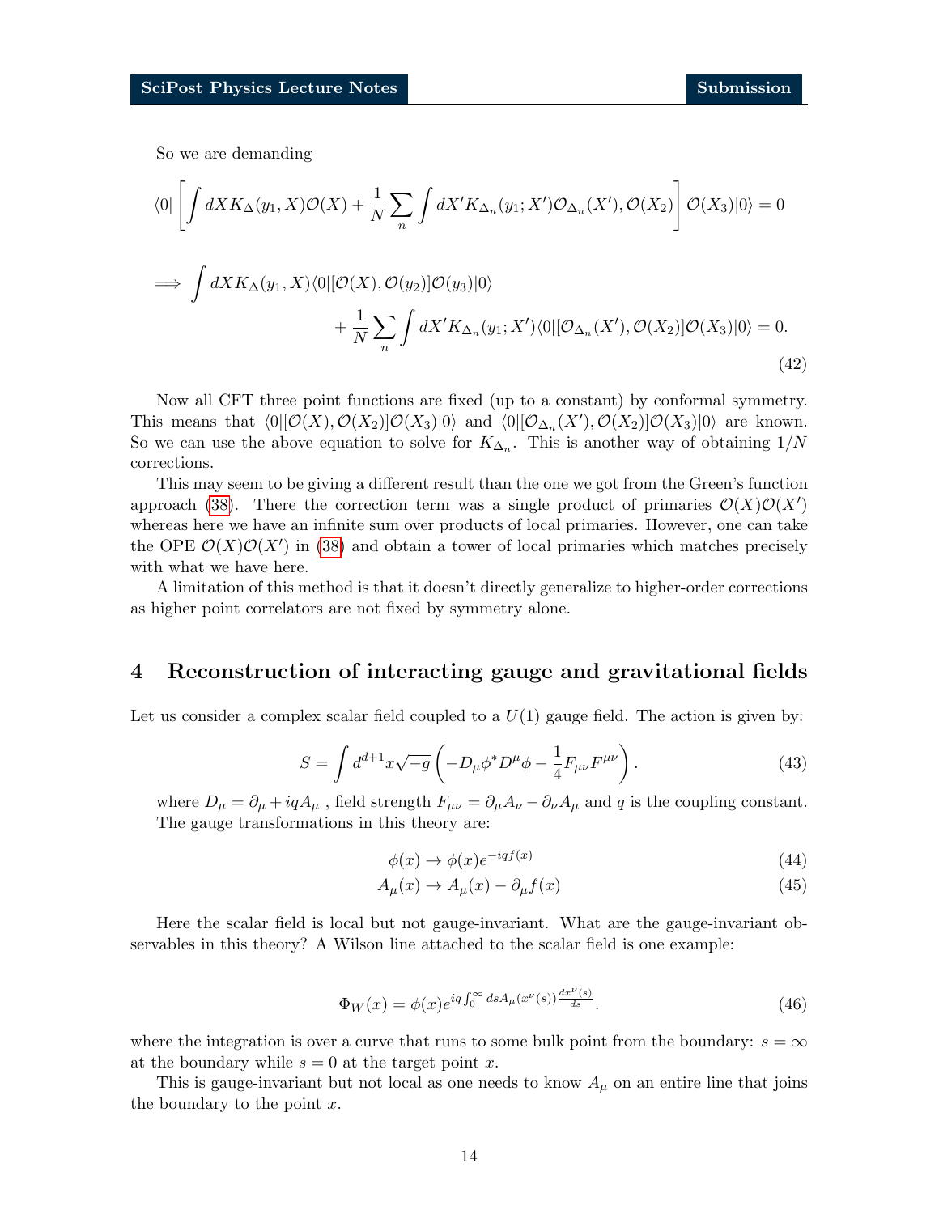So we are demanding

$$
\begin{aligned}
&\langle 0| \left[ \int dX K_\Delta(y_1, X)\mathcal{O}(X) + \frac{1}{N}\sum_n \int dX' K_{\Delta_n}(y_1; X')\mathcal{O}_{\Delta_n}(X'), \mathcal{O}(X_2) \right] \mathcal{O}(X_3)|0\rangle = 0 \\
&\implies \int dX K_\Delta(y_1, X)\langle 0|[\mathcal{O}(X), \mathcal{O}(y_2)]\mathcal{O}(y_3)|0\rangle \\
&\qquad\qquad\qquad + \frac{1}{N}\sum_n \int dX' K_{\Delta_n}(y_1; X')\langle 0|[\mathcal{O}_{\Delta_n}(X'), \mathcal{O}(X_2)]\mathcal{O}(X_3)|0\rangle = 0.
\end{aligned}
\tag{42}
$$

Now all CFT three point functions are fixed (up to a constant) by conformal symmetry. This means that $\langle 0|[\mathcal{O}(X), \mathcal{O}(X_2)]\mathcal{O}(X_3)|0\rangle$ and $\langle 0|[\mathcal{O}_{\Delta_n}(X'), \mathcal{O}(X_2)]\mathcal{O}(X_3)|0\rangle$ are known. So we can use the above equation to solve for $K_{\Delta_n}$. This is another way of obtaining $1/N$ corrections.

This may seem to be giving a different result than the one we got from the Green's function approach (38). There the correction term was a single product of primaries $\mathcal{O}(X)\mathcal{O}(X')$ whereas here we have an infinite sum over products of local primaries. However, one can take the OPE $\mathcal{O}(X)\mathcal{O}(X')$ in (38) and obtain a tower of local primaries which matches precisely with what we have here.

A limitation of this method is that it doesn't directly generalize to higher-order corrections as higher point correlators are not fixed by symmetry alone.

## 4 Reconstruction of interacting gauge and gravitational fields

Let us consider a complex scalar field coupled to a $U(1)$ gauge field. The action is given by:

$$
S = \int d^{d+1}x\sqrt{-g}\left(-D_\mu\phi^* D^\mu\phi - \frac{1}{4}F_{\mu\nu}F^{\mu\nu}\right). \tag{43}
$$

where $D_\mu = \partial_\mu + iqA_\mu$ , field strength $F_{\mu\nu} = \partial_\mu A_\nu - \partial_\nu A_\mu$ and $q$ is the coupling constant. The gauge transformations in this theory are:

$$
\phi(x) \to \phi(x)e^{-iqf(x)} \tag{44}
$$

$$
A_\mu(x) \to A_\mu(x) - \partial_\mu f(x) \tag{45}
$$

Here the scalar field is local but not gauge-invariant. What are the gauge-invariant observables in this theory? A Wilson line attached to the scalar field is one example:

$$
\Phi_W(x) = \phi(x)e^{iq\int_0^\infty ds A_\mu(x^\nu(s))\frac{dx^\nu(s)}{ds}}. \tag{46}
$$

where the integration is over a curve that runs to some bulk point from the boundary: $s = \infty$ at the boundary while $s = 0$ at the target point $x$.

This is gauge-invariant but not local as one needs to know $A_\mu$ on an entire line that joins the boundary to the point $x$.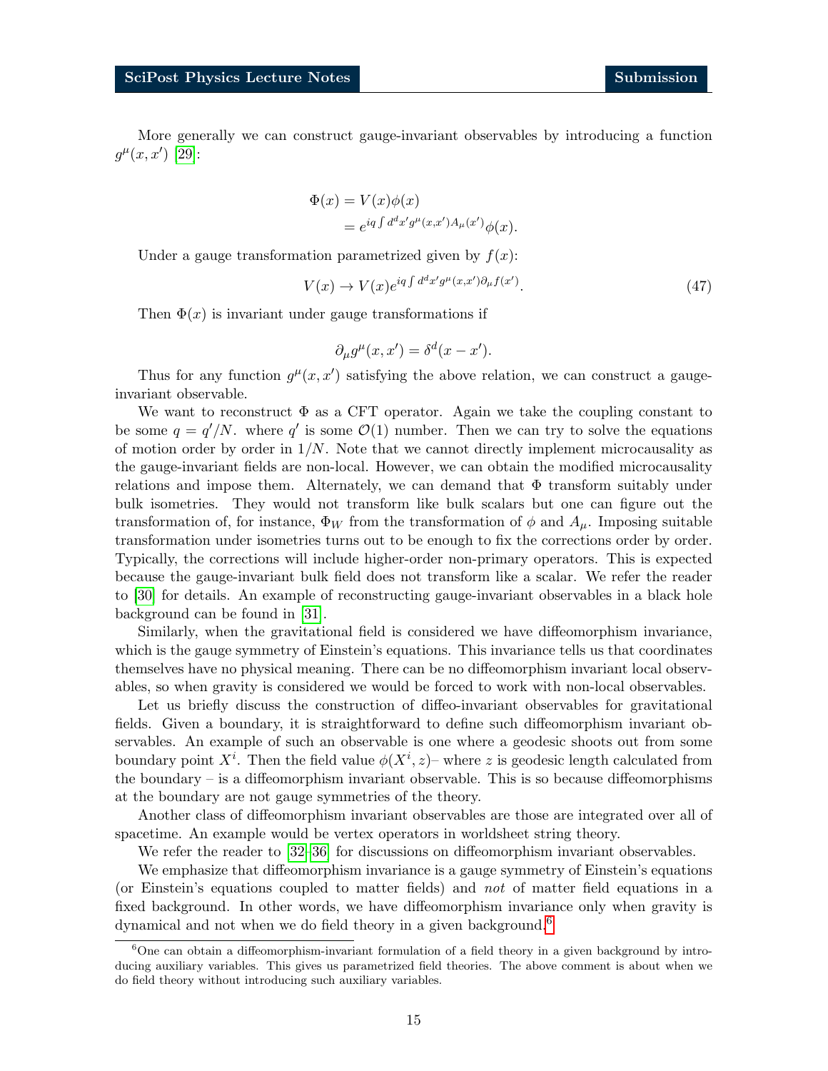More generally we can construct gauge-invariant observables by introducing a function $g^\mu(x,x')$ [29]:

$$\begin{aligned}\Phi(x) &= V(x)\phi(x) \\ &= e^{iq\int d^dx' g^\mu(x,x')A_\mu(x')}\phi(x).\end{aligned}$$

Under a gauge transformation parametrized given by $f(x)$:

$$V(x) \to V(x)e^{iq\int d^dx' g^\mu(x,x')\partial_\mu f(x')}. \tag{47}$$

Then $\Phi(x)$ is invariant under gauge transformations if

$$\partial_\mu g^\mu(x,x') = \delta^d(x-x').$$

Thus for any function $g^\mu(x,x')$ satisfying the above relation, we can construct a gauge-invariant observable.

We want to reconstruct $\Phi$ as a CFT operator. Again we take the coupling constant to be some $q = q'/N$. where $q'$ is some $\mathcal{O}(1)$ number. Then we can try to solve the equations of motion order by order in $1/N$. Note that we cannot directly implement microcausality as the gauge-invariant fields are non-local. However, we can obtain the modified microcausality relations and impose them. Alternately, we can demand that $\Phi$ transform suitably under bulk isometries. They would not transform like bulk scalars but one can figure out the transformation of, for instance, $\Phi_W$ from the transformation of $\phi$ and $A_\mu$. Imposing suitable transformation under isometries turns out to be enough to fix the corrections order by order. Typically, the corrections will include higher-order non-primary operators. This is expected because the gauge-invariant bulk field does not transform like a scalar. We refer the reader to [30] for details. An example of reconstructing gauge-invariant observables in a black hole background can be found in [31].

Similarly, when the gravitational field is considered we have diffeomorphism invariance, which is the gauge symmetry of Einstein's equations. This invariance tells us that coordinates themselves have no physical meaning. There can be no diffeomorphism invariant local observables, so when gravity is considered we would be forced to work with non-local observables.

Let us briefly discuss the construction of diffeo-invariant observables for gravitational fields. Given a boundary, it is straightforward to define such diffeomorphism invariant observables. An example of such an observable is one where a geodesic shoots out from some boundary point $X^i$. Then the field value $\phi(X^i, z)$– where $z$ is geodesic length calculated from the boundary – is a diffeomorphism invariant observable. This is so because diffeomorphisms at the boundary are not gauge symmetries of the theory.

Another class of diffeomorphism invariant observables are those are integrated over all of spacetime. An example would be vertex operators in worldsheet string theory.

We refer the reader to [32–36] for discussions on diffeomorphism invariant observables.

We emphasize that diffeomorphism invariance is a gauge symmetry of Einstein's equations (or Einstein's equations coupled to matter fields) and *not* of matter field equations in a fixed background. In other words, we have diffeomorphism invariance only when gravity is dynamical and not when we do field theory in a given background.[6]

[6] One can obtain a diffeomorphism-invariant formulation of a field theory in a given background by introducing auxiliary variables. This gives us parametrized field theories. The above comment is about when we do field theory without introducing such auxiliary variables.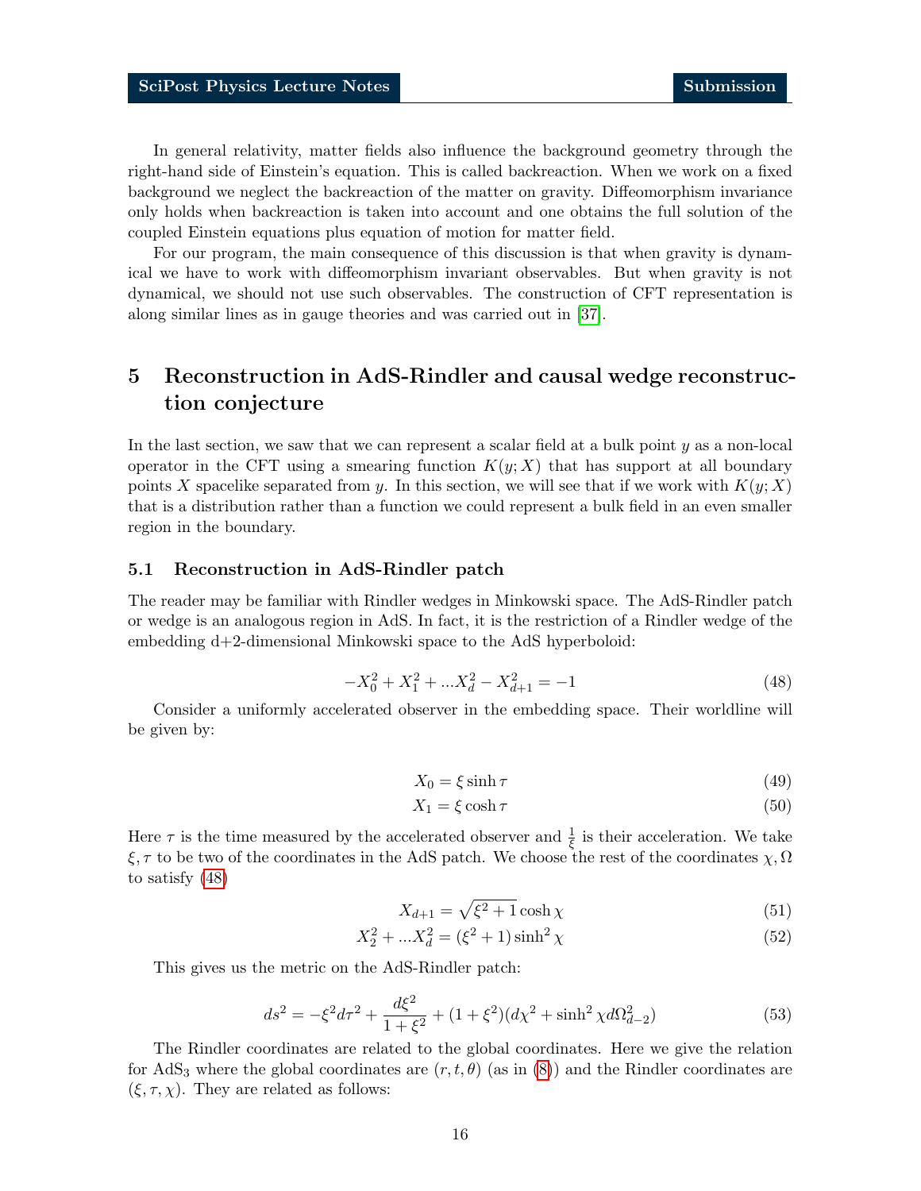In general relativity, matter fields also influence the background geometry through the right-hand side of Einstein's equation. This is called backreaction. When we work on a fixed background we neglect the backreaction of the matter on gravity. Diffeomorphism invariance only holds when backreaction is taken into account and one obtains the full solution of the coupled Einstein equations plus equation of motion for matter field.

For our program, the main consequence of this discussion is that when gravity is dynamical we have to work with diffeomorphism invariant observables. But when gravity is not dynamical, we should not use such observables. The construction of CFT representation is along similar lines as in gauge theories and was carried out in [37].

# 5 Reconstruction in AdS-Rindler and causal wedge reconstruction conjecture

In the last section, we saw that we can represent a scalar field at a bulk point $y$ as a non-local operator in the CFT using a smearing function $K(y;X)$ that has support at all boundary points $X$ spacelike separated from $y$. In this section, we will see that if we work with $K(y;X)$ that is a distribution rather than a function we could represent a bulk field in an even smaller region in the boundary.

## 5.1 Reconstruction in AdS-Rindler patch

The reader may be familiar with Rindler wedges in Minkowski space. The AdS-Rindler patch or wedge is an analogous region in AdS. In fact, it is the restriction of a Rindler wedge of the embedding d+2-dimensional Minkowski space to the AdS hyperboloid:

$$-X_0^2 + X_1^2 + ...X_d^2 - X_{d+1}^2 = -1 \tag{48}$$

Consider a uniformly accelerated observer in the embedding space. Their worldline will be given by:

$$X_0 = \xi \sinh \tau \tag{49}$$

$$X_1 = \xi \cosh \tau \tag{50}$$

Here $\tau$ is the time measured by the accelerated observer and $\frac{1}{\xi}$ is their acceleration. We take $\xi, \tau$ to be two of the coordinates in the AdS patch. We choose the rest of the coordinates $\chi, \Omega$ to satisfy (48)

$$X_{d+1} = \sqrt{\xi^2 + 1} \cosh \chi \tag{51}$$

$$X_2^2 + ...X_d^2 = (\xi^2 + 1) \sinh^2 \chi \tag{52}$$

This gives us the metric on the AdS-Rindler patch:

$$ds^2 = -\xi^2 d\tau^2 + \frac{d\xi^2}{1 + \xi^2} + (1 + \xi^2)(d\chi^2 + \sinh^2 \chi d\Omega_{d-2}^2) \tag{53}$$

The Rindler coordinates are related to the global coordinates. Here we give the relation for AdS$_3$ where the global coordinates are $(r, t, \theta)$ (as in (8)) and the Rindler coordinates are $(\xi, \tau, \chi)$. They are related as follows: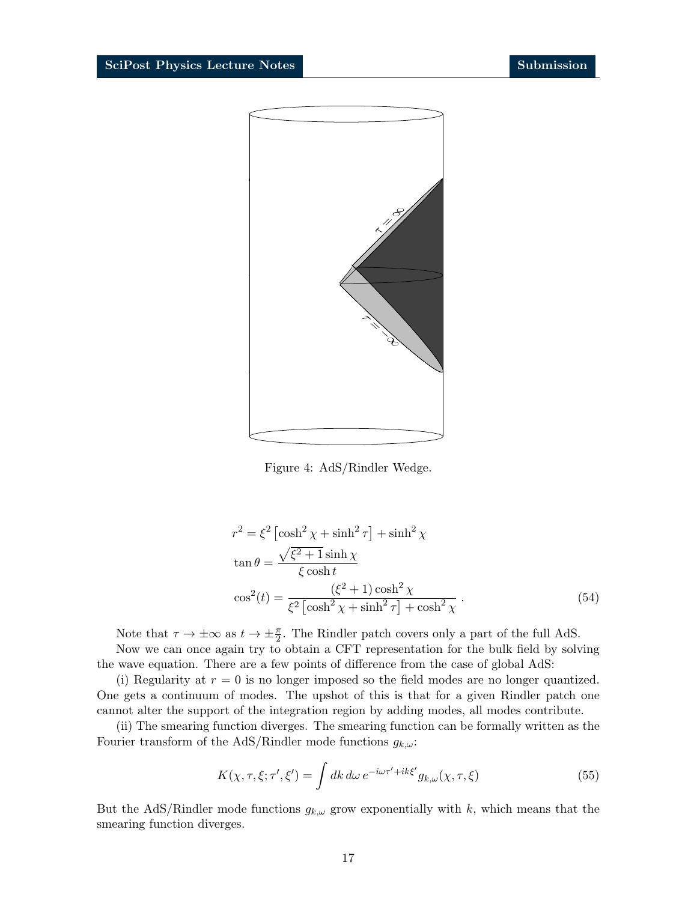Figure 4: AdS/Rindler Wedge.

$$
\begin{aligned}
r^2 &= \xi^2 \left[\cosh^2 \chi + \sinh^2 \tau\right] + \sinh^2 \chi \\
\tan \theta &= \frac{\sqrt{\xi^2+1}\sinh \chi}{\xi \cosh t} \\
\cos^2(t) &= \frac{(\xi^2+1)\cosh^2 \chi}{\xi^2 \left[\cosh^2 \chi + \sinh^2 \tau\right] + \cosh^2 \chi} \; .
\end{aligned}
\tag{54}
$$

Note that $\tau \to \pm\infty$ as $t \to \pm\frac{\pi}{2}$. The Rindler patch covers only a part of the full AdS.

Now we can once again try to obtain a CFT representation for the bulk field by solving the wave equation. There are a few points of difference from the case of global AdS:

(i) Regularity at $r = 0$ is no longer imposed so the field modes are no longer quantized. One gets a continuum of modes. The upshot of this is that for a given Rindler patch one cannot alter the support of the integration region by adding modes, all modes contribute.

(ii) The smearing function diverges. The smearing function can be formally written as the Fourier transform of the AdS/Rindler mode functions $g_{k,\omega}$:

$$
K(\chi, \tau, \xi; \tau', \xi') = \int dk \, d\omega \, e^{-i\omega\tau' + ik\xi'} g_{k,\omega}(\chi, \tau, \xi)
\tag{55}
$$

But the AdS/Rindler mode functions $g_{k,\omega}$ grow exponentially with $k$, which means that the smearing function diverges.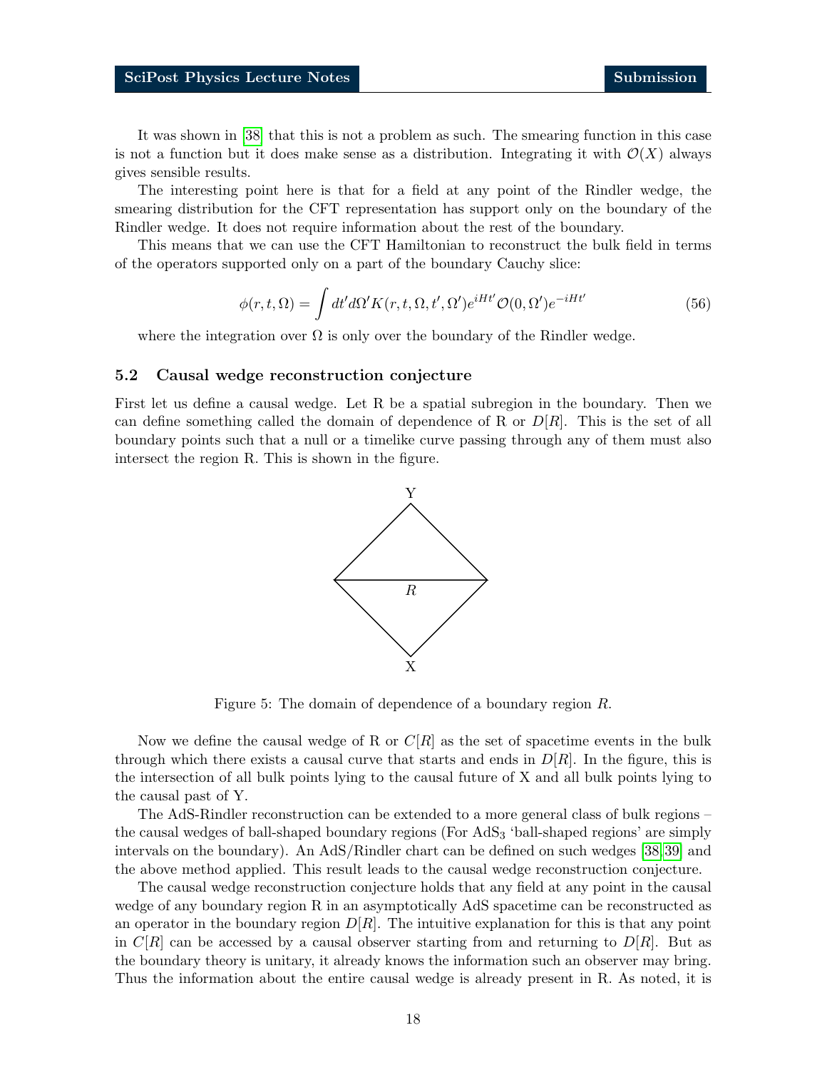It was shown in [38] that this is not a problem as such. The smearing function in this case is not a function but it does make sense as a distribution. Integrating it with $\mathcal{O}(X)$ always gives sensible results.

The interesting point here is that for a field at any point of the Rindler wedge, the smearing distribution for the CFT representation has support only on the boundary of the Rindler wedge. It does not require information about the rest of the boundary.

This means that we can use the CFT Hamiltonian to reconstruct the bulk field in terms of the operators supported only on a part of the boundary Cauchy slice:

$$\phi(r,t,\Omega) = \int dt' d\Omega' K(r,t,\Omega,t',\Omega') e^{iHt'} \mathcal{O}(0,\Omega') e^{-iHt'} \tag{56}$$

where the integration over $\Omega$ is only over the boundary of the Rindler wedge.

### 5.2 Causal wedge reconstruction conjecture

First let us define a causal wedge. Let R be a spatial subregion in the boundary. Then we can define something called the domain of dependence of R or $D[R]$. This is the set of all boundary points such that a null or a timelike curve passing through any of them must also intersect the region R. This is shown in the figure.

Figure 5: The domain of dependence of a boundary region $R$.

Now we define the causal wedge of R or $C[R]$ as the set of spacetime events in the bulk through which there exists a causal curve that starts and ends in $D[R]$. In the figure, this is the intersection of all bulk points lying to the causal future of X and all bulk points lying to the causal past of Y.

The AdS-Rindler reconstruction can be extended to a more general class of bulk regions – the causal wedges of ball-shaped boundary regions (For $\mathrm{AdS}_3$ 'ball-shaped regions' are simply intervals on the boundary). An AdS/Rindler chart can be defined on such wedges [38, 39] and the above method applied. This result leads to the causal wedge reconstruction conjecture.

The causal wedge reconstruction conjecture holds that any field at any point in the causal wedge of any boundary region R in an asymptotically AdS spacetime can be reconstructed as an operator in the boundary region $D[R]$. The intuitive explanation for this is that any point in $C[R]$ can be accessed by a causal observer starting from and returning to $D[R]$. But as the boundary theory is unitary, it already knows the information such an observer may bring. Thus the information about the entire causal wedge is already present in R. As noted, it is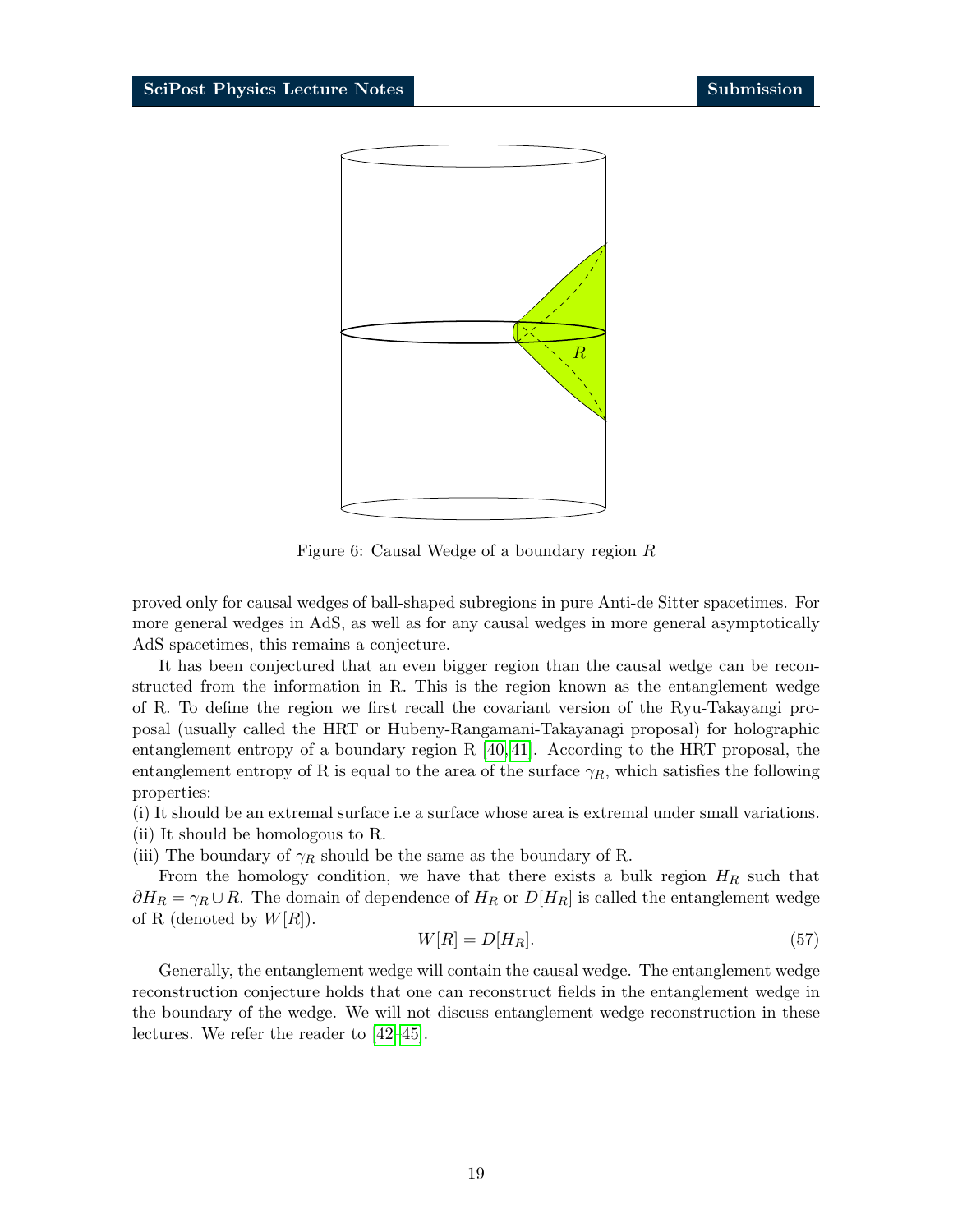Figure 6: Causal Wedge of a boundary region $R$

proved only for causal wedges of ball-shaped subregions in pure Anti-de Sitter spacetimes. For more general wedges in AdS, as well as for any causal wedges in more general asymptotically AdS spacetimes, this remains a conjecture.

It has been conjectured that an even bigger region than the causal wedge can be reconstructed from the information in R. This is the region known as the entanglement wedge of R. To define the region we first recall the covariant version of the Ryu-Takayangi proposal (usually called the HRT or Hubeny-Rangamani-Takayanagi proposal) for holographic entanglement entropy of a boundary region R [40, 41]. According to the HRT proposal, the entanglement entropy of R is equal to the area of the surface $\gamma_R$, which satisfies the following properties:

(i) It should be an extremal surface i.e a surface whose area is extremal under small variations.
(ii) It should be homologous to R.
(iii) The boundary of $\gamma_R$ should be the same as the boundary of R.

From the homology condition, we have that there exists a bulk region $H_R$ such that $\partial H_R = \gamma_R \cup R$. The domain of dependence of $H_R$ or $D[H_R]$ is called the entanglement wedge of R (denoted by $W[R]$).

$$W[R] = D[H_R]. \tag{57}$$

Generally, the entanglement wedge will contain the causal wedge. The entanglement wedge reconstruction conjecture holds that one can reconstruct fields in the entanglement wedge in the boundary of the wedge. We will not discuss entanglement wedge reconstruction in these lectures. We refer the reader to [42–45].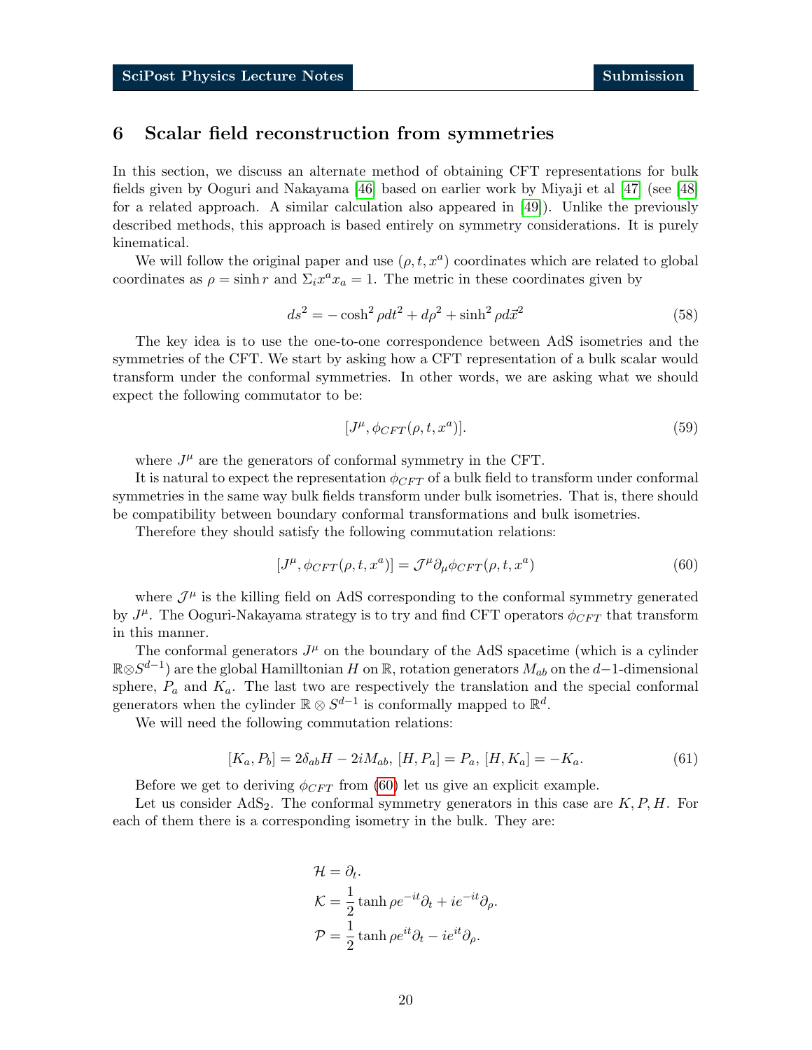## 6 Scalar field reconstruction from symmetries

In this section, we discuss an alternate method of obtaining CFT representations for bulk fields given by Ooguri and Nakayama [46] based on earlier work by Miyaji et al [47] (see [48] for a related approach. A similar calculation also appeared in [49]). Unlike the previously described methods, this approach is based entirely on symmetry considerations. It is purely kinematical.

We will follow the original paper and use $(\rho, t, x^a)$ coordinates which are related to global coordinates as $\rho = \sinh r$ and $\Sigma_i x^a x_a = 1$. The metric in these coordinates given by

$$ds^2 = -\cosh^2 \rho dt^2 + d\rho^2 + \sinh^2 \rho d\vec{x}^2 \tag{58}$$

The key idea is to use the one-to-one correspondence between AdS isometries and the symmetries of the CFT. We start by asking how a CFT representation of a bulk scalar would transform under the conformal symmetries. In other words, we are asking what we should expect the following commutator to be:

$$[J^\mu, \phi_{CFT}(\rho, t, x^a)]. \tag{59}$$

where $J^\mu$ are the generators of conformal symmetry in the CFT.

It is natural to expect the representation $\phi_{CFT}$ of a bulk field to transform under conformal symmetries in the same way bulk fields transform under bulk isometries. That is, there should be compatibility between boundary conformal transformations and bulk isometries.

Therefore they should satisfy the following commutation relations:

$$[J^\mu, \phi_{CFT}(\rho, t, x^a)] = \mathcal{J}^\mu \partial_\mu \phi_{CFT}(\rho, t, x^a) \tag{60}$$

where $\mathcal{J}^\mu$ is the killing field on AdS corresponding to the conformal symmetry generated by $J^\mu$. The Ooguri-Nakayama strategy is to try and find CFT operators $\phi_{CFT}$ that transform in this manner.

The conformal generators $J^\mu$ on the boundary of the AdS spacetime (which is a cylinder $\mathbb{R} \otimes S^{d-1}$) are the global Hamilltonian $H$ on $\mathbb{R}$, rotation generators $M_{ab}$ on the $d-1$-dimensional sphere, $P_a$ and $K_a$. The last two are respectively the translation and the special conformal generators when the cylinder $\mathbb{R} \otimes S^{d-1}$ is conformally mapped to $\mathbb{R}^d$.

We will need the following commutation relations:

$$[K_a, P_b] = 2\delta_{ab} H - 2iM_{ab}, \; [H, P_a] = P_a, \; [H, K_a] = -K_a. \tag{61}$$

Before we get to deriving $\phi_{CFT}$ from (60) let us give an explicit example.

Let us consider AdS$_2$. The conformal symmetry generators in this case are $K, P, H$. For each of them there is a corresponding isometry in the bulk. They are:

$$\mathcal{H} = \partial_t.$$
$$\mathcal{K} = \frac{1}{2} \tanh \rho e^{-it} \partial_t + ie^{-it} \partial_\rho.$$
$$\mathcal{P} = \frac{1}{2} \tanh \rho e^{it} \partial_t - ie^{it} \partial_\rho.$$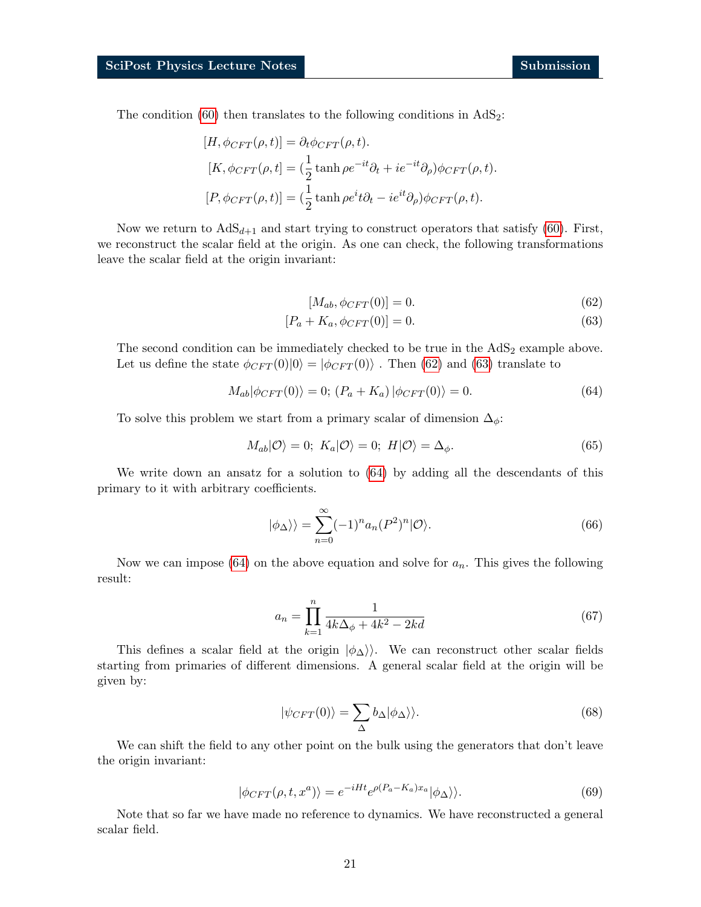The condition (60) then translates to the following conditions in $\text{AdS}_2$:

$$
\begin{aligned}
[H, \phi_{CFT}(\rho, t)] &= \partial_t \phi_{CFT}(\rho, t). \\
[K, \phi_{CFT}(\rho, t] &= (\frac{1}{2}\tanh\rho e^{-it}\partial_t + ie^{-it}\partial_\rho)\phi_{CFT}(\rho, t). \\
[P, \phi_{CFT}(\rho, t)] &= (\frac{1}{2}\tanh\rho e^{i}t\partial_t - ie^{it}\partial_\rho)\phi_{CFT}(\rho, t).
\end{aligned}
$$

Now we return to $\text{AdS}_{d+1}$ and start trying to construct operators that satisfy (60). First, we reconstruct the scalar field at the origin. As one can check, the following transformations leave the scalar field at the origin invariant:

$$
[M_{ab}, \phi_{CFT}(0)] = 0. \tag{62}
$$

$$
[P_a + K_a, \phi_{CFT}(0)] = 0. \tag{63}
$$

The second condition can be immediately checked to be true in the $\text{AdS}_2$ example above. Let us define the state $\phi_{CFT}(0)|0\rangle = |\phi_{CFT}(0)\rangle$ . Then (62) and (63) translate to

$$
M_{ab}|\phi_{CFT}(0)\rangle = 0;\ (P_a + K_a)\,|\phi_{CFT}(0)\rangle = 0. \tag{64}
$$

To solve this problem we start from a primary scalar of dimension $\Delta_\phi$:

$$
M_{ab}|\mathcal{O}\rangle = 0;\ K_a|\mathcal{O}\rangle = 0;\ H|\mathcal{O}\rangle = \Delta_\phi. \tag{65}
$$

We write down an ansatz for a solution to (64) by adding all the descendants of this primary to it with arbitrary coefficients.

$$
|\phi_\Delta\rangle\rangle = \sum_{n=0}^{\infty}(-1)^n a_n (P^2)^n|\mathcal{O}\rangle. \tag{66}
$$

Now we can impose (64) on the above equation and solve for $a_n$. This gives the following result:

$$
a_n = \prod_{k=1}^{n}\frac{1}{4k\Delta_\phi + 4k^2 - 2kd} \tag{67}
$$

This defines a scalar field at the origin $|\phi_\Delta\rangle\rangle$. We can reconstruct other scalar fields starting from primaries of different dimensions. A general scalar field at the origin will be given by:

$$
|\psi_{CFT}(0)\rangle = \sum_\Delta b_\Delta|\phi_\Delta\rangle\rangle. \tag{68}
$$

We can shift the field to any other point on the bulk using the generators that don't leave the origin invariant:

$$
|\phi_{CFT}(\rho, t, x^a)\rangle\rangle = e^{-iHt}e^{\rho(P_a - K_a)x_a}|\phi_\Delta\rangle\rangle. \tag{69}
$$

Note that so far we have made no reference to dynamics. We have reconstructed a general scalar field.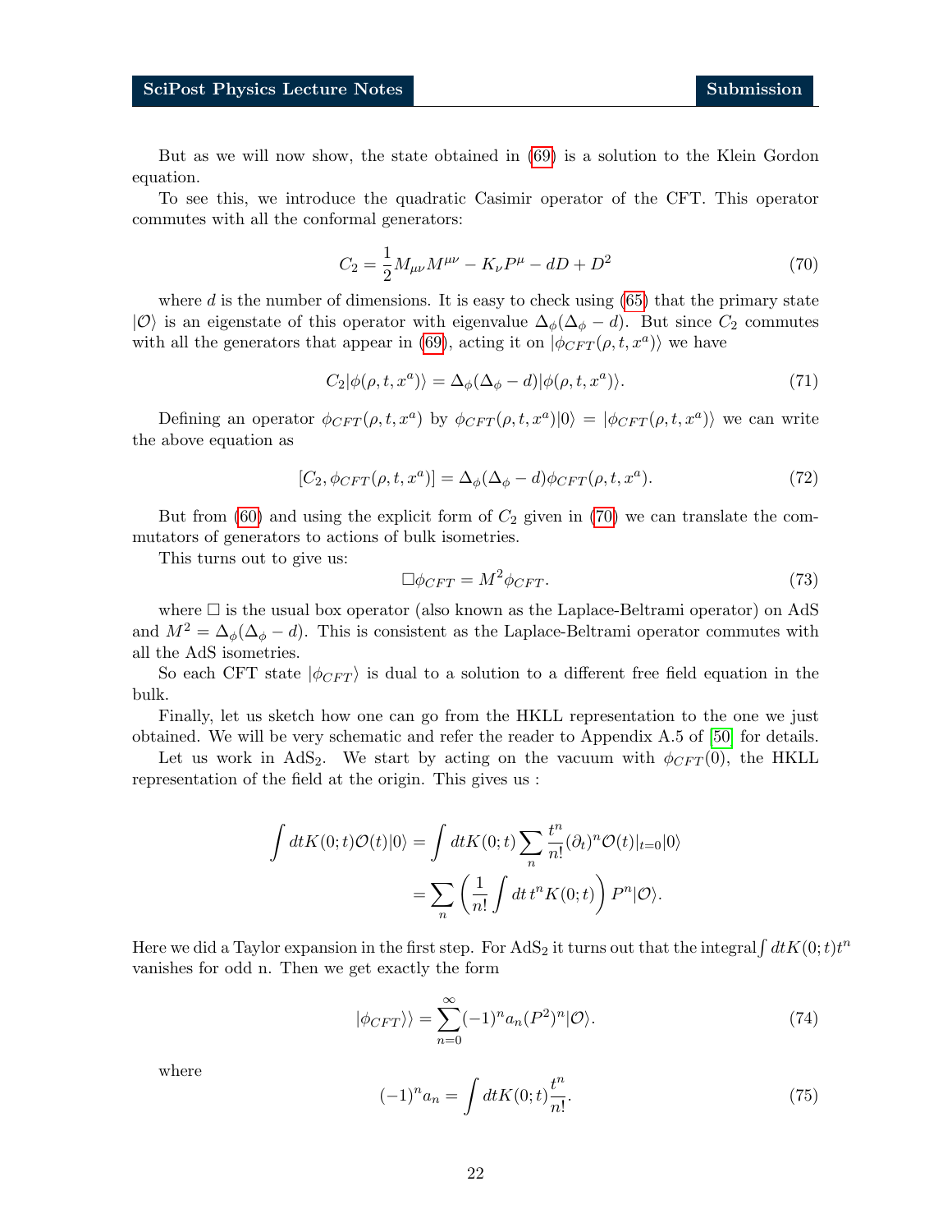But as we will now show, the state obtained in (69) is a solution to the Klein Gordon equation.

To see this, we introduce the quadratic Casimir operator of the CFT. This operator commutes with all the conformal generators:

$$C_2 = \frac{1}{2}M_{\mu\nu}M^{\mu\nu} - K_\nu P^\mu - dD + D^2 \tag{70}$$

where $d$ is the number of dimensions. It is easy to check using (65) that the primary state $|\mathcal{O}\rangle$ is an eigenstate of this operator with eigenvalue $\Delta_\phi(\Delta_\phi - d)$. But since $C_2$ commutes with all the generators that appear in (69), acting it on $|\phi_{CFT}(\rho, t, x^a)\rangle$ we have

$$C_2|\phi(\rho, t, x^a)\rangle = \Delta_\phi(\Delta_\phi - d)|\phi(\rho, t, x^a)\rangle. \tag{71}$$

Defining an operator $\phi_{CFT}(\rho, t, x^a)$ by $\phi_{CFT}(\rho, t, x^a)|0\rangle = |\phi_{CFT}(\rho, t, x^a)\rangle$ we can write the above equation as

$$[C_2, \phi_{CFT}(\rho, t, x^a)] = \Delta_\phi(\Delta_\phi - d)\phi_{CFT}(\rho, t, x^a). \tag{72}$$

But from (60) and using the explicit form of $C_2$ given in (70) we can translate the commutators of generators to actions of bulk isometries.

This turns out to give us:

$$\Box\phi_{CFT} = M^2\phi_{CFT}. \tag{73}$$

where $\Box$ is the usual box operator (also known as the Laplace-Beltrami operator) on AdS and $M^2 = \Delta_\phi(\Delta_\phi - d)$. This is consistent as the Laplace-Beltrami operator commutes with all the AdS isometries.

So each CFT state $|\phi_{CFT}\rangle$ is dual to a solution to a different free field equation in the bulk.

Finally, let us sketch how one can go from the HKLL representation to the one we just obtained. We will be very schematic and refer the reader to Appendix A.5 of [50] for details.

Let us work in AdS$_2$. We start by acting on the vacuum with $\phi_{CFT}(0)$, the HKLL representation of the field at the origin. This gives us :

$$\begin{aligned}
\int dt K(0;t)\mathcal{O}(t)|0\rangle &= \int dt K(0;t) \sum_n \frac{t^n}{n!}(\partial_t)^n \mathcal{O}(t)|_{t=0}|0\rangle \\
&= \sum_n \left(\frac{1}{n!}\int dt\, t^n K(0;t)\right) P^n|\mathcal{O}\rangle.
\end{aligned}$$

Here we did a Taylor expansion in the first step. For AdS$_2$ it turns out that the integral $\int dt K(0;t)t^n$ vanishes for odd n. Then we get exactly the form

$$|\phi_{CFT}\rangle\rangle = \sum_{n=0}^{\infty}(-1)^n a_n (P^2)^n|\mathcal{O}\rangle. \tag{74}$$

where

$$(-1)^n a_n = \int dt K(0;t)\frac{t^n}{n!}. \tag{75}$$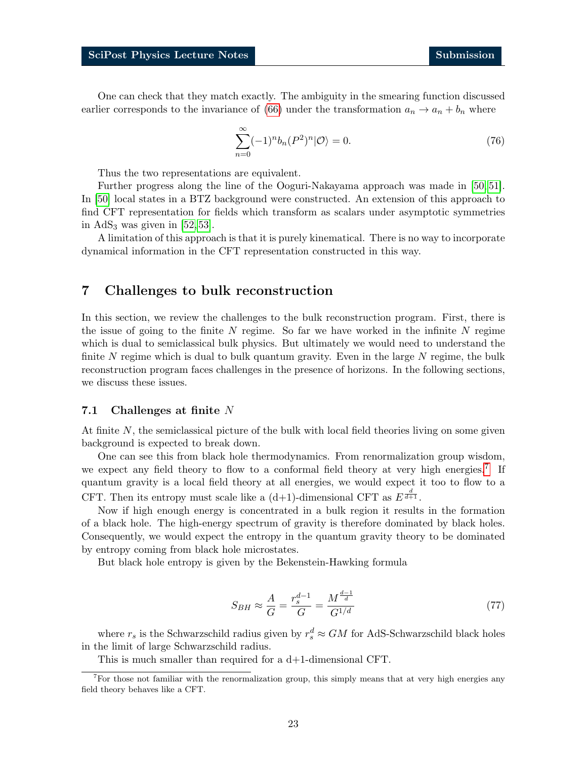One can check that they match exactly. The ambiguity in the smearing function discussed earlier corresponds to the invariance of (66) under the transformation $a_n \to a_n + b_n$ where

$$\sum_{n=0}^{\infty} (-1)^n b_n (P^2)^n |\mathcal{O}\rangle = 0. \tag{76}$$

Thus the two representations are equivalent.

Further progress along the line of the Ooguri-Nakayama approach was made in [50, 51]. In [50] local states in a BTZ background were constructed. An extension of this approach to find CFT representation for fields which transform as scalars under asymptotic symmetries in $\text{AdS}_3$ was given in [52, 53].

A limitation of this approach is that it is purely kinematical. There is no way to incorporate dynamical information in the CFT representation constructed in this way.

## 7 Challenges to bulk reconstruction

In this section, we review the challenges to the bulk reconstruction program. First, there is the issue of going to the finite $N$ regime. So far we have worked in the infinite $N$ regime which is dual to semiclassical bulk physics. But ultimately we would need to understand the finite $N$ regime which is dual to bulk quantum gravity. Even in the large $N$ regime, the bulk reconstruction program faces challenges in the presence of horizons. In the following sections, we discuss these issues.

### 7.1 Challenges at finite $N$

At finite $N$, the semiclassical picture of the bulk with local field theories living on some given background is expected to break down.

One can see this from black hole thermodynamics. From renormalization group wisdom, we expect any field theory to flow to a conformal field theory at very high energies.[7] If quantum gravity is a local field theory at all energies, we would expect it too to flow to a CFT. Then its entropy must scale like a (d+1)-dimensional CFT as $E^{\frac{d}{d+1}}$.

Now if high enough energy is concentrated in a bulk region it results in the formation of a black hole. The high-energy spectrum of gravity is therefore dominated by black holes. Consequently, we would expect the entropy in the quantum gravity theory to be dominated by entropy coming from black hole microstates.

But black hole entropy is given by the Bekenstein-Hawking formula

$$S_{BH} \approx \frac{A}{G} = \frac{r_s^{d-1}}{G} = \frac{M^{\frac{d-1}{d}}}{G^{1/d}} \tag{77}$$

where $r_s$ is the Schwarzschild radius given by $r_s^d \approx GM$ for AdS-Schwarzschild black holes in the limit of large Schwarzschild radius.

This is much smaller than required for a d+1-dimensional CFT.

[7] For those not familiar with the renormalization group, this simply means that at very high energies any field theory behaves like a CFT.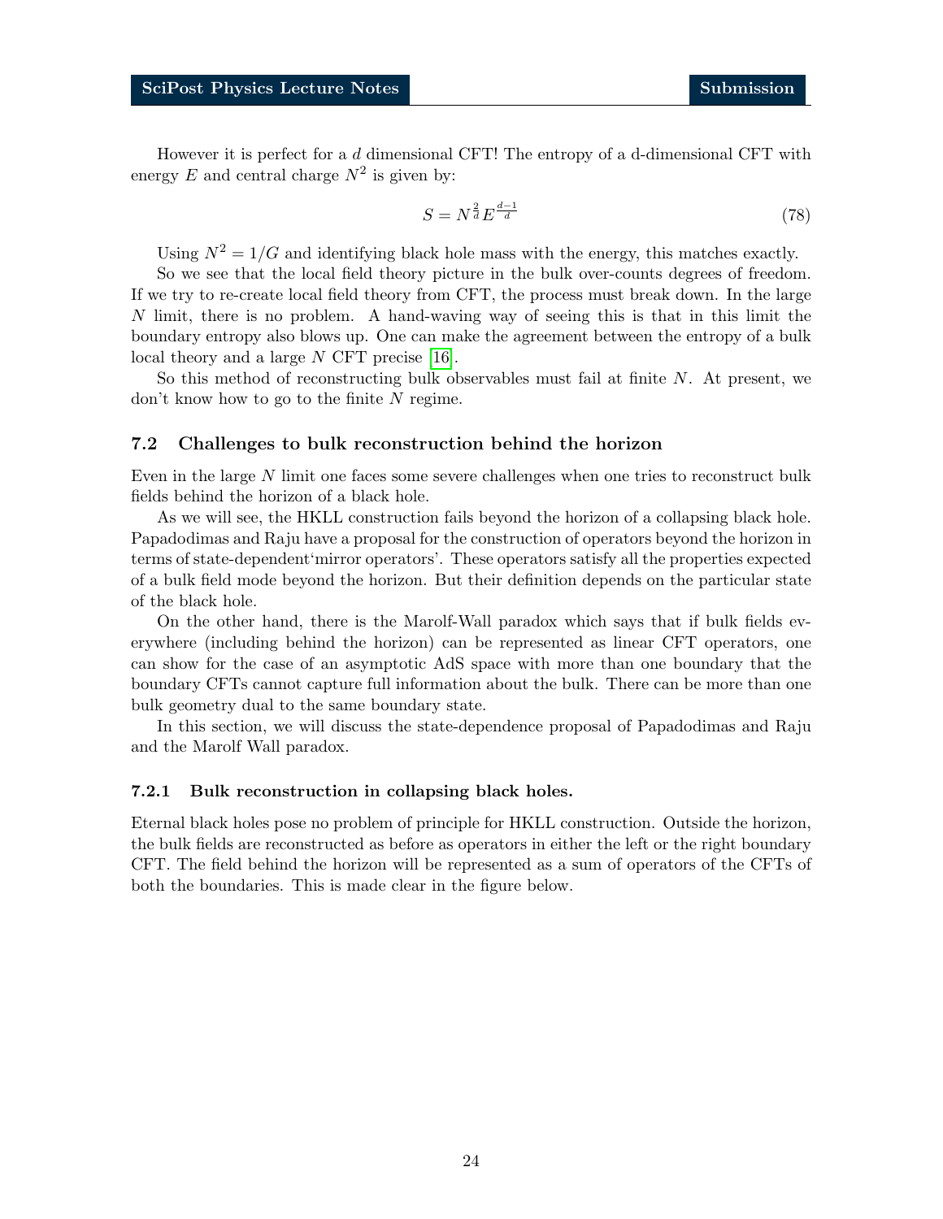However it is perfect for a $d$ dimensional CFT! The entropy of a d-dimensional CFT with energy $E$ and central charge $N^2$ is given by:

$$S = N^{\frac{2}{d}} E^{\frac{d-1}{d}} \tag{78}$$

Using $N^2 = 1/G$ and identifying black hole mass with the energy, this matches exactly.

So we see that the local field theory picture in the bulk over-counts degrees of freedom. If we try to re-create local field theory from CFT, the process must break down. In the large $N$ limit, there is no problem. A hand-waving way of seeing this is that in this limit the boundary entropy also blows up. One can make the agreement between the entropy of a bulk local theory and a large $N$ CFT precise [16].

So this method of reconstructing bulk observables must fail at finite $N$. At present, we don't know how to go to the finite $N$ regime.

## 7.2 Challenges to bulk reconstruction behind the horizon

Even in the large $N$ limit one faces some severe challenges when one tries to reconstruct bulk fields behind the horizon of a black hole.

As we will see, the HKLL construction fails beyond the horizon of a collapsing black hole. Papadodimas and Raju have a proposal for the construction of operators beyond the horizon in terms of state-dependent'mirror operators'. These operators satisfy all the properties expected of a bulk field mode beyond the horizon. But their definition depends on the particular state of the black hole.

On the other hand, there is the Marolf-Wall paradox which says that if bulk fields everywhere (including behind the horizon) can be represented as linear CFT operators, one can show for the case of an asymptotic AdS space with more than one boundary that the boundary CFTs cannot capture full information about the bulk. There can be more than one bulk geometry dual to the same boundary state.

In this section, we will discuss the state-dependence proposal of Papadodimas and Raju and the Marolf Wall paradox.

### 7.2.1 Bulk reconstruction in collapsing black holes.

Eternal black holes pose no problem of principle for HKLL construction. Outside the horizon, the bulk fields are reconstructed as before as operators in either the left or the right boundary CFT. The field behind the horizon will be represented as a sum of operators of the CFTs of both the boundaries. This is made clear in the figure below.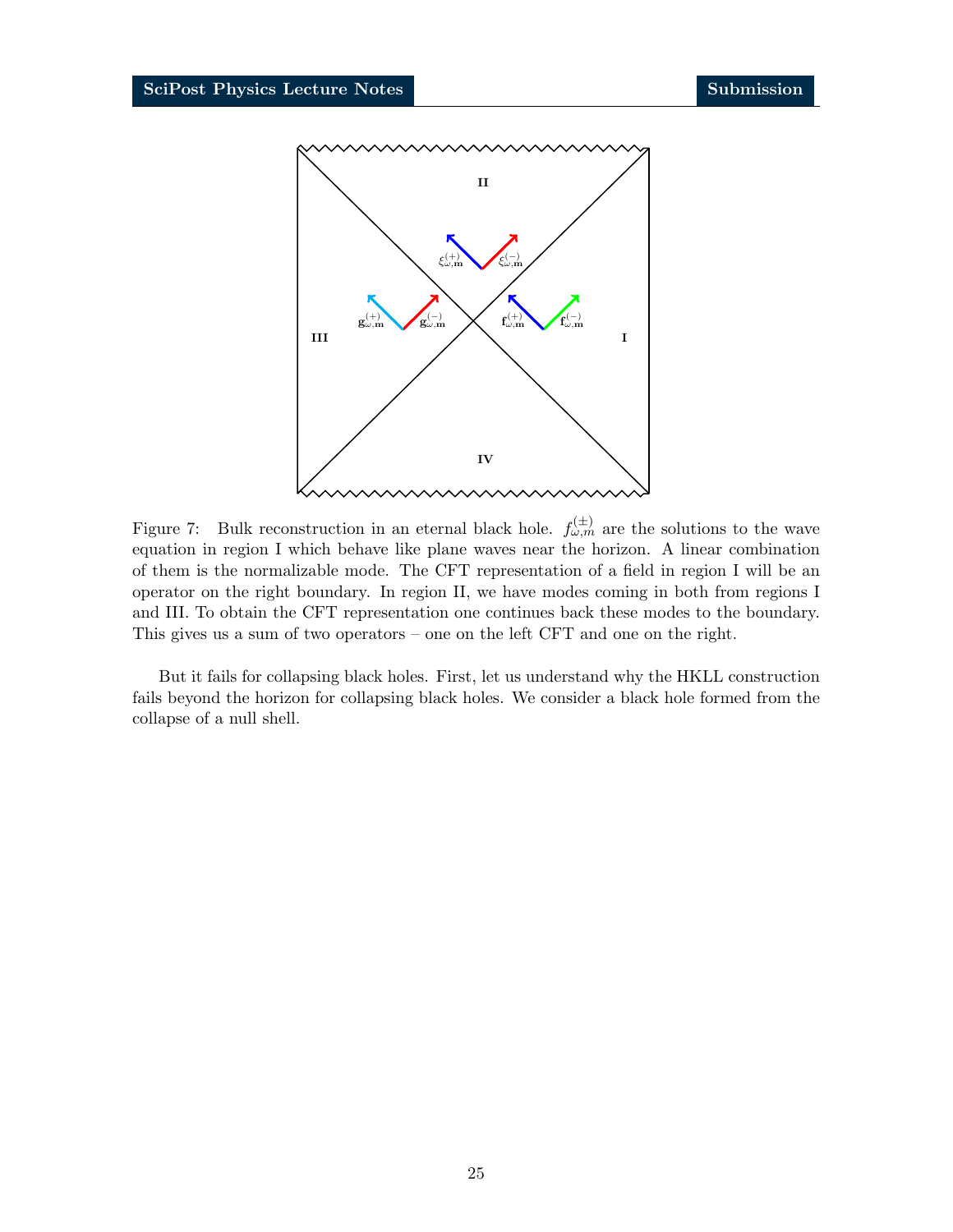Figure 7: Bulk reconstruction in an eternal black hole. $f^{(\pm)}_{\omega,m}$ are the solutions to the wave equation in region I which behave like plane waves near the horizon. A linear combination of them is the normalizable mode. The CFT representation of a field in region I will be an operator on the right boundary. In region II, we have modes coming in both from regions I and III. To obtain the CFT representation one continues back these modes to the boundary. This gives us a sum of two operators – one on the left CFT and one on the right.

But it fails for collapsing black holes. First, let us understand why the HKLL construction fails beyond the horizon for collapsing black holes. We consider a black hole formed from the collapse of a null shell.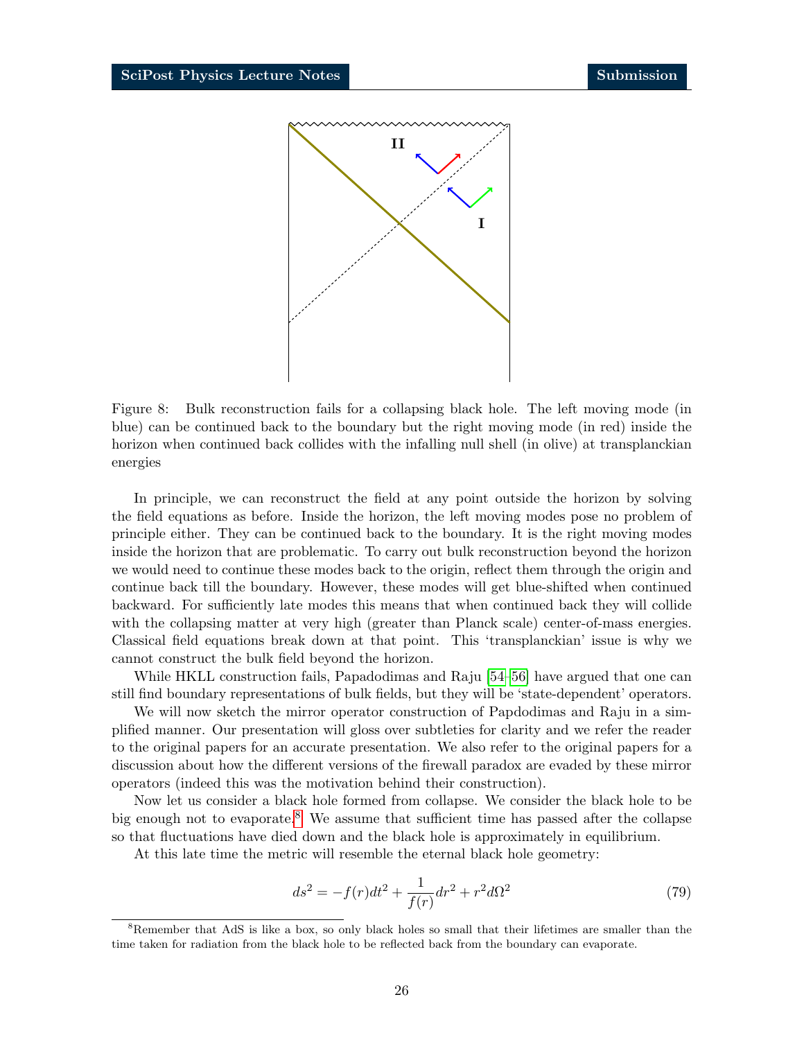Figure 8: Bulk reconstruction fails for a collapsing black hole. The left moving mode (in blue) can be continued back to the boundary but the right moving mode (in red) inside the horizon when continued back collides with the infalling null shell (in olive) at transplanckian energies

In principle, we can reconstruct the field at any point outside the horizon by solving the field equations as before. Inside the horizon, the left moving modes pose no problem of principle either. They can be continued back to the boundary. It is the right moving modes inside the horizon that are problematic. To carry out bulk reconstruction beyond the horizon we would need to continue these modes back to the origin, reflect them through the origin and continue back till the boundary. However, these modes will get blue-shifted when continued backward. For sufficiently late modes this means that when continued back they will collide with the collapsing matter at very high (greater than Planck scale) center-of-mass energies. Classical field equations break down at that point. This 'transplanckian' issue is why we cannot construct the bulk field beyond the horizon.

While HKLL construction fails, Papadodimas and Raju [54–56] have argued that one can still find boundary representations of bulk fields, but they will be 'state-dependent' operators.

We will now sketch the mirror operator construction of Papdodimas and Raju in a simplified manner. Our presentation will gloss over subtleties for clarity and we refer the reader to the original papers for an accurate presentation. We also refer to the original papers for a discussion about how the different versions of the firewall paradox are evaded by these mirror operators (indeed this was the motivation behind their construction).

Now let us consider a black hole formed from collapse. We consider the black hole to be big enough not to evaporate.[8] We assume that sufficient time has passed after the collapse so that fluctuations have died down and the black hole is approximately in equilibrium.

At this late time the metric will resemble the eternal black hole geometry:

$$ds^2 = -f(r)dt^2 + \frac{1}{f(r)}dr^2 + r^2 d\Omega^2 \tag{79}$$

[8] Remember that AdS is like a box, so only black holes so small that their lifetimes are smaller than the time taken for radiation from the black hole to be reflected back from the boundary can evaporate.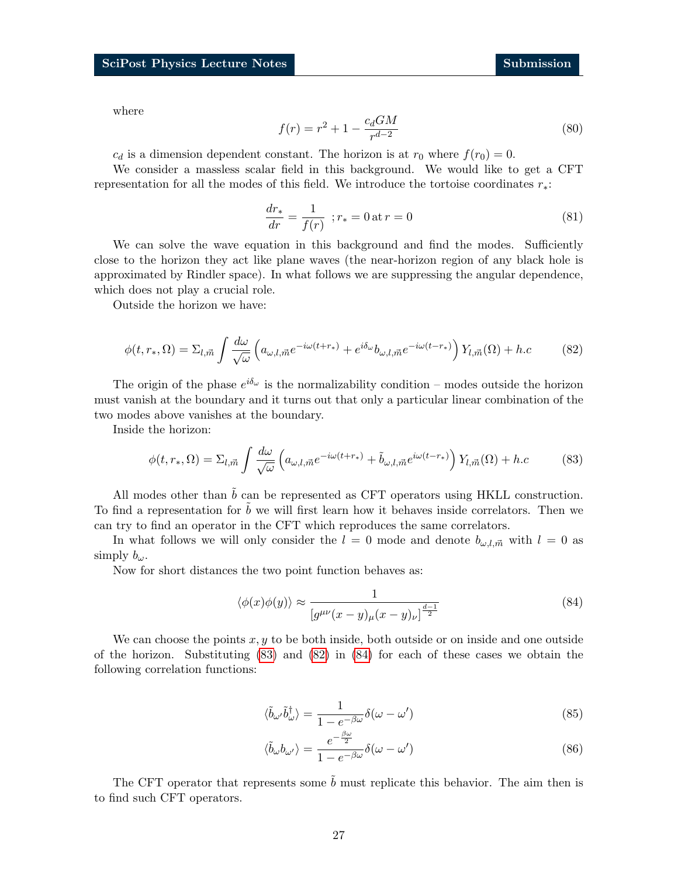where

$$f(r) = r^2 + 1 - \frac{c_d G M}{r^{d-2}} \tag{80}$$

$c_d$ is a dimension dependent constant. The horizon is at $r_0$ where $f(r_0) = 0$.

We consider a massless scalar field in this background. We would like to get a CFT representation for all the modes of this field. We introduce the tortoise coordinates $r_*$:

$$\frac{dr_*}{dr} = \frac{1}{f(r)} \;\; ; r_* = 0 \, \text{at} \, r = 0 \tag{81}$$

We can solve the wave equation in this background and find the modes. Sufficiently close to the horizon they act like plane waves (the near-horizon region of any black hole is approximated by Rindler space). In what follows we are suppressing the angular dependence, which does not play a crucial role.

Outside the horizon we have:

$$\phi(t, r_*, \Omega) = \Sigma_{l,\vec{m}} \int \frac{d\omega}{\sqrt{\omega}} \left( a_{\omega,l,\vec{m}} e^{-i\omega(t+r_*)} + e^{i\delta_\omega} b_{\omega,l,\vec{m}} e^{-i\omega(t-r_*)} \right) Y_{l,\vec{m}}(\Omega) + h.c \tag{82}$$

The origin of the phase $e^{i\delta_\omega}$ is the normalizability condition – modes outside the horizon must vanish at the boundary and it turns out that only a particular linear combination of the two modes above vanishes at the boundary.

Inside the horizon:

$$\phi(t, r_*, \Omega) = \Sigma_{l,\vec{m}} \int \frac{d\omega}{\sqrt{\omega}} \left( a_{\omega,l,\vec{m}} e^{-i\omega(t+r_*)} + \tilde{b}_{\omega,l,\vec{m}} e^{i\omega(t-r_*)} \right) Y_{l,\vec{m}}(\Omega) + h.c \tag{83}$$

All modes other than $\tilde{b}$ can be represented as CFT operators using HKLL construction. To find a representation for $\tilde{b}$ we will first learn how it behaves inside correlators. Then we can try to find an operator in the CFT which reproduces the same correlators.

In what follows we will only consider the $l = 0$ mode and denote $b_{\omega,l,\vec{m}}$ with $l = 0$ as simply $b_\omega$.

Now for short distances the two point function behaves as:

$$\langle \phi(x)\phi(y) \rangle \approx \frac{1}{[g^{\mu\nu}(x-y)_\mu (x-y)_\nu]^{\frac{d-1}{2}}} \tag{84}$$

We can choose the points $x, y$ to be both inside, both outside or on inside and one outside of the horizon. Substituting (83) and (82) in (84) for each of these cases we obtain the following correlation functions:

$$\langle \tilde{b}_{\omega'} \tilde{b}^\dagger_\omega \rangle = \frac{1}{1 - e^{-\beta\omega}} \delta(\omega - \omega') \tag{85}$$

$$\langle \tilde{b}_\omega b_{\omega'} \rangle = \frac{e^{-\frac{\beta\omega}{2}}}{1 - e^{-\beta\omega}} \delta(\omega - \omega') \tag{86}$$

The CFT operator that represents some $\tilde{b}$ must replicate this behavior. The aim then is to find such CFT operators.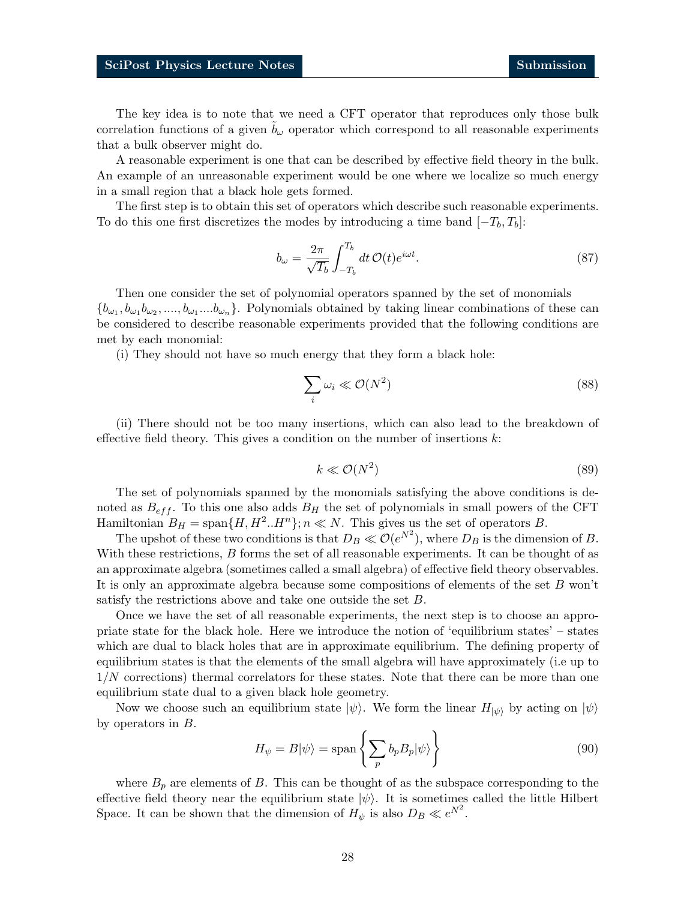The key idea is to note that we need a CFT operator that reproduces only those bulk correlation functions of a given $\tilde{b}_\omega$ operator which correspond to all reasonable experiments that a bulk observer might do.

A reasonable experiment is one that can be described by effective field theory in the bulk. An example of an unreasonable experiment would be one where we localize so much energy in a small region that a black hole gets formed.

The first step is to obtain this set of operators which describe such reasonable experiments. To do this one first discretizes the modes by introducing a time band $[-T_b, T_b]$:

$$b_\omega = \frac{2\pi}{\sqrt{T_b}} \int_{-T_b}^{T_b} dt\, \mathcal{O}(t) e^{i\omega t}. \tag{87}$$

Then one consider the set of polynomial operators spanned by the set of monomials $\{b_{\omega_1}, b_{\omega_1} b_{\omega_2}, ...., b_{\omega_1} .... b_{\omega_n}\}$. Polynomials obtained by taking linear combinations of these can be considered to describe reasonable experiments provided that the following conditions are met by each monomial:

(i) They should not have so much energy that they form a black hole:

$$\sum_i \omega_i \ll \mathcal{O}(N^2) \tag{88}$$

(ii) There should not be too many insertions, which can also lead to the breakdown of effective field theory. This gives a condition on the number of insertions $k$:

$$k \ll \mathcal{O}(N^2) \tag{89}$$

The set of polynomials spanned by the monomials satisfying the above conditions is denoted as $B_{eff}$. To this one also adds $B_H$ the set of polynomials in small powers of the CFT Hamiltonian $B_H = \text{span}\{H, H^2 .. H^n\}; n \ll N$. This gives us the set of operators $B$.

The upshot of these two conditions is that $D_B \ll \mathcal{O}(e^{N^2})$, where $D_B$ is the dimension of $B$. With these restrictions, $B$ forms the set of all reasonable experiments. It can be thought of as an approximate algebra (sometimes called a small algebra) of effective field theory observables. It is only an approximate algebra because some compositions of elements of the set $B$ won't satisfy the restrictions above and take one outside the set $B$.

Once we have the set of all reasonable experiments, the next step is to choose an appropriate state for the black hole. Here we introduce the notion of 'equilibrium states' – states which are dual to black holes that are in approximate equilibrium. The defining property of equilibrium states is that the elements of the small algebra will have approximately (i.e up to $1/N$ corrections) thermal correlators for these states. Note that there can be more than one equilibrium state dual to a given black hole geometry.

Now we choose such an equilibrium state $|\psi\rangle$. We form the linear $H_{|\psi\rangle}$ by acting on $|\psi\rangle$ by operators in $B$.

$$H_\psi = B|\psi\rangle = \text{span}\left\{ \sum_p b_p B_p |\psi\rangle \right\} \tag{90}$$

where $B_p$ are elements of $B$. This can be thought of as the subspace corresponding to the effective field theory near the equilibrium state $|\psi\rangle$. It is sometimes called the little Hilbert Space. It can be shown that the dimension of $H_\psi$ is also $D_B \ll e^{N^2}$.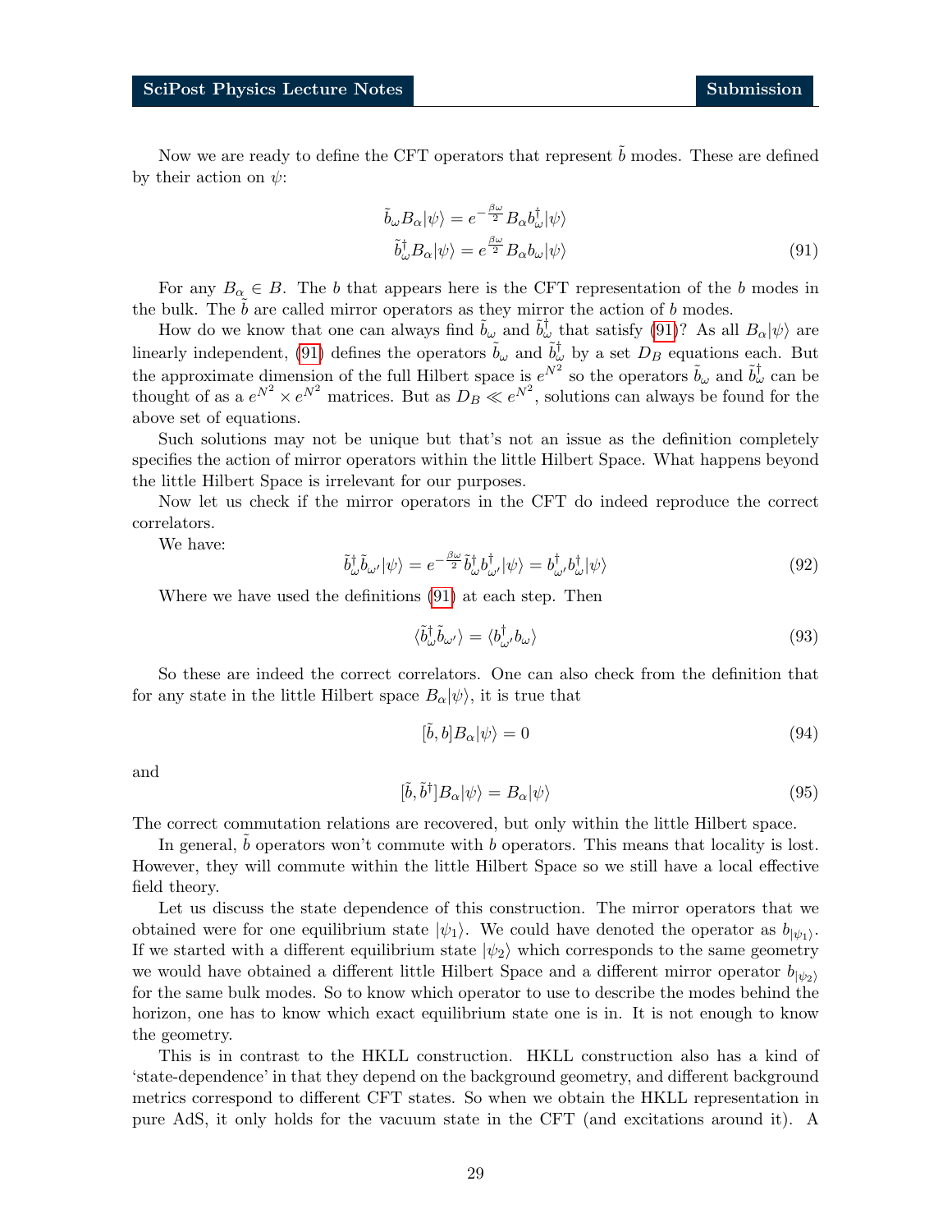Now we are ready to define the CFT operators that represent $\tilde{b}$ modes. These are defined by their action on $\psi$:

$$\begin{aligned}\tilde{b}_\omega B_\alpha|\psi\rangle &= e^{-\frac{\beta\omega}{2}} B_\alpha b^\dagger_\omega|\psi\rangle \\ \tilde{b}^\dagger_\omega B_\alpha|\psi\rangle &= e^{\frac{\beta\omega}{2}} B_\alpha b_\omega|\psi\rangle\end{aligned} \tag{91}$$

For any $B_\alpha \in B$. The $b$ that appears here is the CFT representation of the $b$ modes in the bulk. The $\tilde{b}$ are called mirror operators as they mirror the action of $b$ modes.

How do we know that one can always find $\tilde{b}_\omega$ and $\tilde{b}^\dagger_\omega$ that satisfy (91)? As all $B_\alpha|\psi\rangle$ are linearly independent, (91) defines the operators $\tilde{b}_\omega$ and $\tilde{b}^\dagger_{\omega'}$ by a set $D_B$ equations each. But the approximate dimension of the full Hilbert space is $e^{N^2}$ so the operators $\tilde{b}_\omega$ and $\tilde{b}^\dagger_\omega$ can be thought of as a $e^{N^2} \times e^{N^2}$ matrices. But as $D_B \ll e^{N^2}$, solutions can always be found for the above set of equations.

Such solutions may not be unique but that's not an issue as the definition completely specifies the action of mirror operators within the little Hilbert Space. What happens beyond the little Hilbert Space is irrelevant for our purposes.

Now let us check if the mirror operators in the CFT do indeed reproduce the correct correlators.

We have:

$$\tilde{b}^\dagger_\omega \tilde{b}_{\omega'}|\psi\rangle = e^{-\frac{\beta\omega}{2}} \tilde{b}^\dagger_\omega b^\dagger_{\omega'}|\psi\rangle = b^\dagger_{\omega'} b^\dagger_\omega|\psi\rangle \tag{92}$$

Where we have used the definitions (91) at each step. Then

$$\langle \tilde{b}^\dagger_\omega \tilde{b}_{\omega'}\rangle = \langle b^\dagger_{\omega'} b_\omega\rangle \tag{93}$$

So these are indeed the correct correlators. One can also check from the definition that for any state in the little Hilbert space $B_\alpha|\psi\rangle$, it is true that

$$[\tilde{b}, b]B_\alpha|\psi\rangle = 0 \tag{94}$$

and

$$[\tilde{b}, \tilde{b}^\dagger]B_\alpha|\psi\rangle = B_\alpha|\psi\rangle \tag{95}$$

The correct commutation relations are recovered, but only within the little Hilbert space.

In general, $\tilde{b}$ operators won't commute with $b$ operators. This means that locality is lost. However, they will commute within the little Hilbert Space so we still have a local effective field theory.

Let us discuss the state dependence of this construction. The mirror operators that we obtained were for one equilibrium state $|\psi_1\rangle$. We could have denoted the operator as $b_{|\psi_1\rangle}$. If we started with a different equilibrium state $|\psi_2\rangle$ which corresponds to the same geometry we would have obtained a different little Hilbert Space and a different mirror operator $b_{|\psi_2\rangle}$ for the same bulk modes. So to know which operator to use to describe the modes behind the horizon, one has to know which exact equilibrium state one is in. It is not enough to know the geometry.

This is in contrast to the HKLL construction. HKLL construction also has a kind of 'state-dependence' in that they depend on the background geometry, and different background metrics correspond to different CFT states. So when we obtain the HKLL representation in pure AdS, it only holds for the vacuum state in the CFT (and excitations around it). A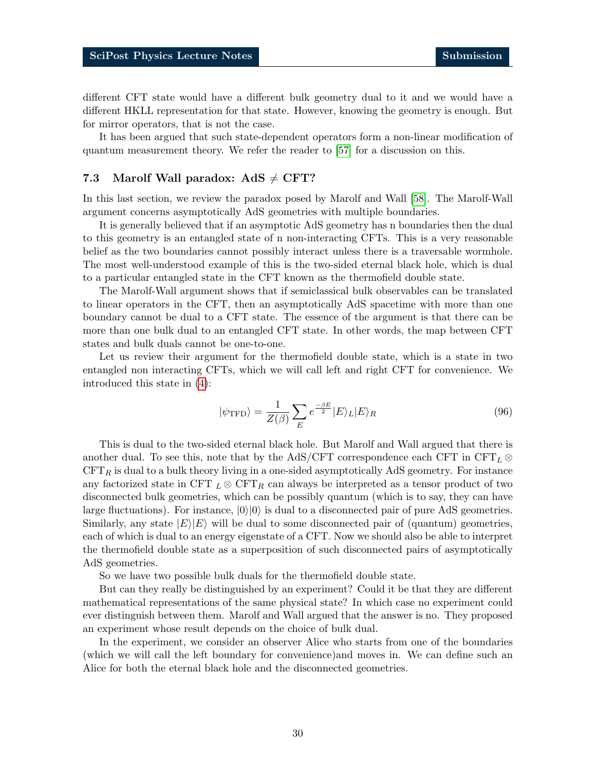different CFT state would have a different bulk geometry dual to it and we would have a different HKLL representation for that state. However, knowing the geometry is enough. But for mirror operators, that is not the case.

It has been argued that such state-dependent operators form a non-linear modification of quantum measurement theory. We refer the reader to [57] for a discussion on this.

### 7.3 Marolf Wall paradox: AdS $\neq$ CFT?

In this last section, we review the paradox posed by Marolf and Wall [58]. The Marolf-Wall argument concerns asymptotically AdS geometries with multiple boundaries.

It is generally believed that if an asymptotic AdS geometry has n boundaries then the dual to this geometry is an entangled state of n non-interacting CFTs. This is a very reasonable belief as the two boundaries cannot possibly interact unless there is a traversable wormhole. The most well-understood example of this is the two-sided eternal black hole, which is dual to a particular entangled state in the CFT known as the thermofield double state.

The Marolf-Wall argument shows that if semiclassical bulk observables can be translated to linear operators in the CFT, then an asymptotically AdS spacetime with more than one boundary cannot be dual to a CFT state. The essence of the argument is that there can be more than one bulk dual to an entangled CFT state. In other words, the map between CFT states and bulk duals cannot be one-to-one.

Let us review their argument for the thermofield double state, which is a state in two entangled non interacting CFTs, which we will call left and right CFT for convenience. We introduced this state in (4):

$$|\psi_{\text{TFD}}\rangle = \frac{1}{Z(\beta)} \sum_{E} e^{\frac{-\beta E}{2}} |E\rangle_L |E\rangle_R \tag{96}$$

This is dual to the two-sided eternal black hole. But Marolf and Wall argued that there is another dual. To see this, note that by the AdS/CFT correspondence each CFT in $\text{CFT}_L \otimes \text{CFT}_R$ is dual to a bulk theory living in a one-sided asymptotically AdS geometry. For instance any factorized state in CFT $_L \otimes \text{CFT}_R$ can always be interpreted as a tensor product of two disconnected bulk geometries, which can be possibly quantum (which is to say, they can have large fluctuations). For instance, $|0\rangle|0\rangle$ is dual to a disconnected pair of pure AdS geometries. Similarly, any state $|E\rangle|E\rangle$ will be dual to some disconnected pair of (quantum) geometries, each of which is dual to an energy eigenstate of a CFT. Now we should also be able to interpret the thermofield double state as a superposition of such disconnected pairs of asymptotically AdS geometries.

So we have two possible bulk duals for the thermofield double state.

But can they really be distinguished by an experiment? Could it be that they are different mathematical representations of the same physical state? In which case no experiment could ever distinguish between them. Marolf and Wall argued that the answer is no. They proposed an experiment whose result depends on the choice of bulk dual.

In the experiment, we consider an observer Alice who starts from one of the boundaries (which we will call the left boundary for convenience)and moves in. We can define such an Alice for both the eternal black hole and the disconnected geometries.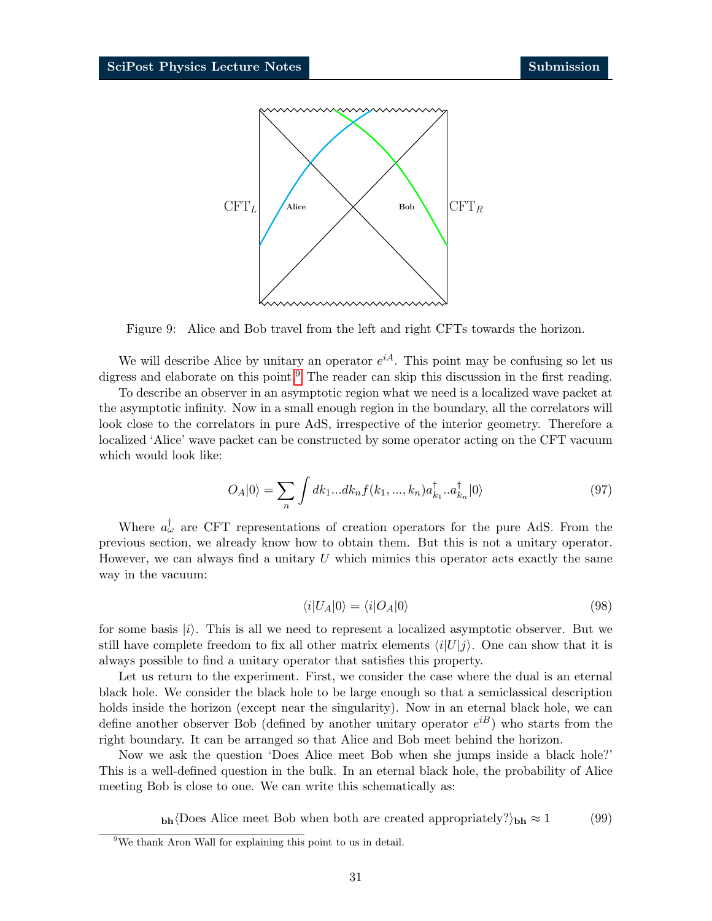Figure 9: Alice and Bob travel from the left and right CFTs towards the horizon.

We will describe Alice by unitary an operator $e^{iA}$. This point may be confusing so let us digress and elaborate on this point.[9] The reader can skip this discussion in the first reading.

To describe an observer in an asymptotic region what we need is a localized wave packet at the asymptotic infinity. Now in a small enough region in the boundary, all the correlators will look close to the correlators in pure AdS, irrespective of the interior geometry. Therefore a localized 'Alice' wave packet can be constructed by some operator acting on the CFT vacuum which would look like:

$$O_A|0\rangle = \sum_n \int dk_1...dk_n f(k_1, ..., k_n) a^\dagger_{k_1}..a^\dagger_{k_n}|0\rangle \tag{97}$$

Where $a^\dagger_\omega$ are CFT representations of creation operators for the pure AdS. From the previous section, we already know how to obtain them. But this is not a unitary operator. However, we can always find a unitary $U$ which mimics this operator acts exactly the same way in the vacuum:

$$\langle i|U_A|0\rangle = \langle i|O_A|0\rangle \tag{98}$$

for some basis $|i\rangle$. This is all we need to represent a localized asymptotic observer. But we still have complete freedom to fix all other matrix elements $\langle i|U|j\rangle$. One can show that it is always possible to find a unitary operator that satisfies this property.

Let us return to the experiment. First, we consider the case where the dual is an eternal black hole. We consider the black hole to be large enough so that a semiclassical description holds inside the horizon (except near the singularity). Now in an eternal black hole, we can define another observer Bob (defined by another unitary operator $e^{iB}$) who starts from the right boundary. It can be arranged so that Alice and Bob meet behind the horizon.

Now we ask the question 'Does Alice meet Bob when she jumps inside a black hole?' This is a well-defined question in the bulk. In an eternal black hole, the probability of Alice meeting Bob is close to one. We can write this schematically as:

$$_{\mathbf{bh}}\langle \text{Does Alice meet Bob when both are created appropriately?}\rangle_{\mathbf{bh}} \approx 1 \tag{99}$$

[9] We thank Aron Wall for explaining this point to us in detail.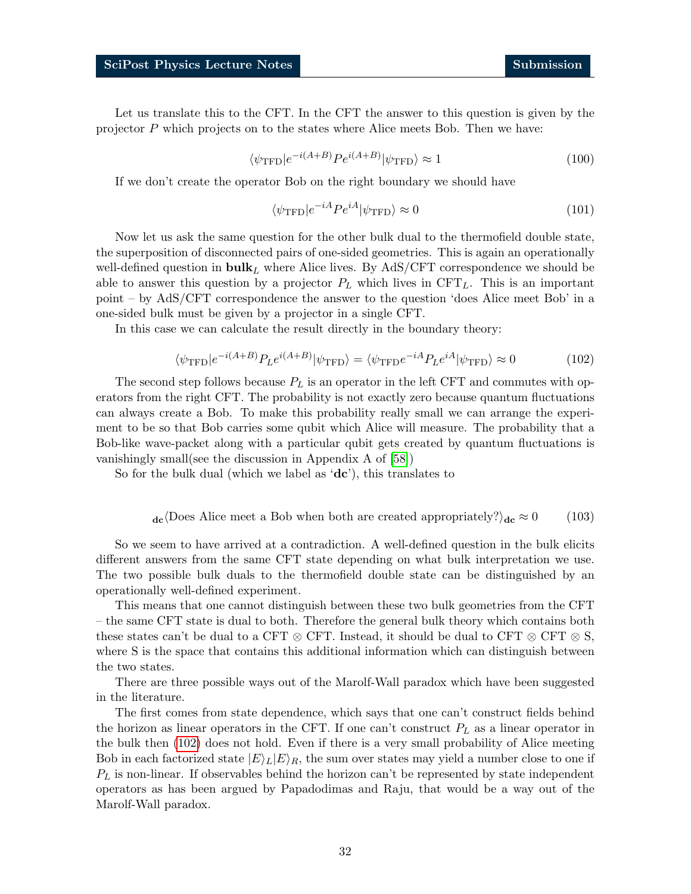Let us translate this to the CFT. In the CFT the answer to this question is given by the projector $P$ which projects on to the states where Alice meets Bob. Then we have:

$$\langle\psi_{\rm TFD}|e^{-i(A+B)}Pe^{i(A+B)}|\psi_{\rm TFD}\rangle \approx 1 \tag{100}$$

If we don't create the operator Bob on the right boundary we should have

$$\langle\psi_{\rm TFD}|e^{-iA}Pe^{iA}|\psi_{\rm TFD}\rangle \approx 0 \tag{101}$$

Now let us ask the same question for the other bulk dual to the thermofield double state, the superposition of disconnected pairs of one-sided geometries. This is again an operationally well-defined question in $\mathbf{bulk}_L$ where Alice lives. By AdS/CFT correspondence we should be able to answer this question by a projector $P_L$ which lives in $\text{CFT}_L$. This is an important point – by AdS/CFT correspondence the answer to the question 'does Alice meet Bob' in a one-sided bulk must be given by a projector in a single CFT.

In this case we can calculate the result directly in the boundary theory:

$$\langle\psi_{\rm TFD}|e^{-i(A+B)}P_Le^{i(A+B)}|\psi_{\rm TFD}\rangle = \langle\psi_{\rm TFD}e^{-iA}P_Le^{iA}|\psi_{\rm TFD}\rangle \approx 0 \tag{102}$$

The second step follows because $P_L$ is an operator in the left CFT and commutes with operators from the right CFT. The probability is not exactly zero because quantum fluctuations can always create a Bob. To make this probability really small we can arrange the experiment to be so that Bob carries some qubit which Alice will measure. The probability that a Bob-like wave-packet along with a particular qubit gets created by quantum fluctuations is vanishingly small(see the discussion in Appendix A of [58])

So for the bulk dual (which we label as '**dc**'), this translates to

$$_{\mathbf{dc}}\langle\text{Does Alice meet a Bob when both are created appropriately?}\rangle_{\mathbf{dc}} \approx 0 \tag{103}$$

So we seem to have arrived at a contradiction. A well-defined question in the bulk elicits different answers from the same CFT state depending on what bulk interpretation we use. The two possible bulk duals to the thermofield double state can be distinguished by an operationally well-defined experiment.

This means that one cannot distinguish between these two bulk geometries from the CFT – the same CFT state is dual to both. Therefore the general bulk theory which contains both these states can't be dual to a CFT $\otimes$ CFT. Instead, it should be dual to CFT $\otimes$ CFT $\otimes$ S, where S is the space that contains this additional information which can distinguish between the two states.

There are three possible ways out of the Marolf-Wall paradox which have been suggested in the literature.

The first comes from state dependence, which says that one can't construct fields behind the horizon as linear operators in the CFT. If one can't construct $P_L$ as a linear operator in the bulk then (102) does not hold. Even if there is a very small probability of Alice meeting Bob in each factorized state $|E\rangle_L|E\rangle_R$, the sum over states may yield a number close to one if $P_L$ is non-linear. If observables behind the horizon can't be represented by state independent operators as has been argued by Papadodimas and Raju, that would be a way out of the Marolf-Wall paradox.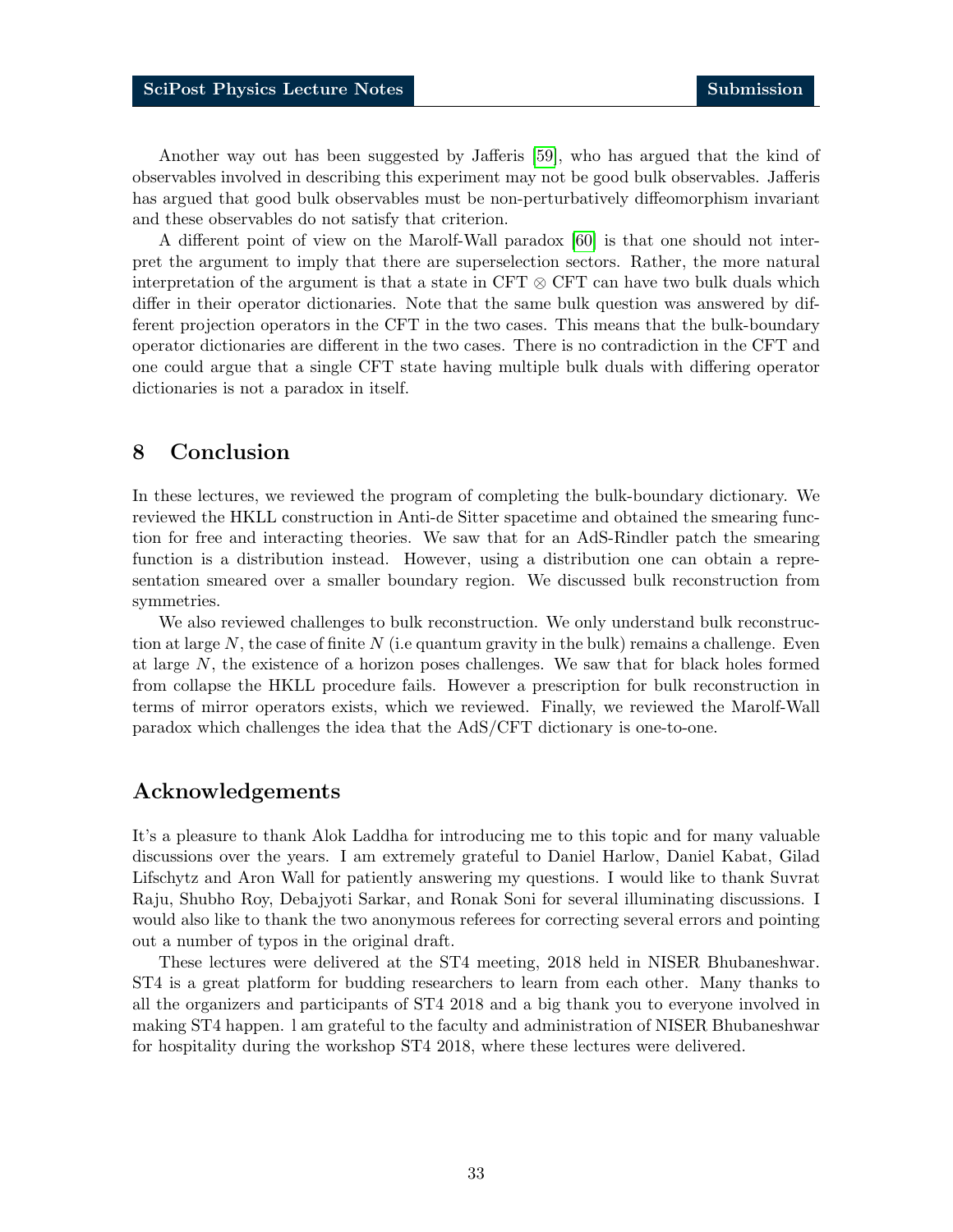Another way out has been suggested by Jafferis [59], who has argued that the kind of observables involved in describing this experiment may not be good bulk observables. Jafferis has argued that good bulk observables must be non-perturbatively diffeomorphism invariant and these observables do not satisfy that criterion.

A different point of view on the Marolf-Wall paradox [60] is that one should not interpret the argument to imply that there are superselection sectors. Rather, the more natural interpretation of the argument is that a state in CFT $\otimes$ CFT can have two bulk duals which differ in their operator dictionaries. Note that the same bulk question was answered by different projection operators in the CFT in the two cases. This means that the bulk-boundary operator dictionaries are different in the two cases. There is no contradiction in the CFT and one could argue that a single CFT state having multiple bulk duals with differing operator dictionaries is not a paradox in itself.

# 8 Conclusion

In these lectures, we reviewed the program of completing the bulk-boundary dictionary. We reviewed the HKLL construction in Anti-de Sitter spacetime and obtained the smearing function for free and interacting theories. We saw that for an AdS-Rindler patch the smearing function is a distribution instead. However, using a distribution one can obtain a representation smeared over a smaller boundary region. We discussed bulk reconstruction from symmetries.

We also reviewed challenges to bulk reconstruction. We only understand bulk reconstruction at large $N$, the case of finite $N$ (i.e quantum gravity in the bulk) remains a challenge. Even at large $N$, the existence of a horizon poses challenges. We saw that for black holes formed from collapse the HKLL procedure fails. However a prescription for bulk reconstruction in terms of mirror operators exists, which we reviewed. Finally, we reviewed the Marolf-Wall paradox which challenges the idea that the AdS/CFT dictionary is one-to-one.

# Acknowledgements

It's a pleasure to thank Alok Laddha for introducing me to this topic and for many valuable discussions over the years. I am extremely grateful to Daniel Harlow, Daniel Kabat, Gilad Lifschytz and Aron Wall for patiently answering my questions. I would like to thank Suvrat Raju, Shubho Roy, Debajyoti Sarkar, and Ronak Soni for several illuminating discussions. I would also like to thank the two anonymous referees for correcting several errors and pointing out a number of typos in the original draft.

These lectures were delivered at the ST4 meeting, 2018 held in NISER Bhubaneshwar. ST4 is a great platform for budding researchers to learn from each other. Many thanks to all the organizers and participants of ST4 2018 and a big thank you to everyone involved in making ST4 happen. l am grateful to the faculty and administration of NISER Bhubaneshwar for hospitality during the workshop ST4 2018, where these lectures were delivered.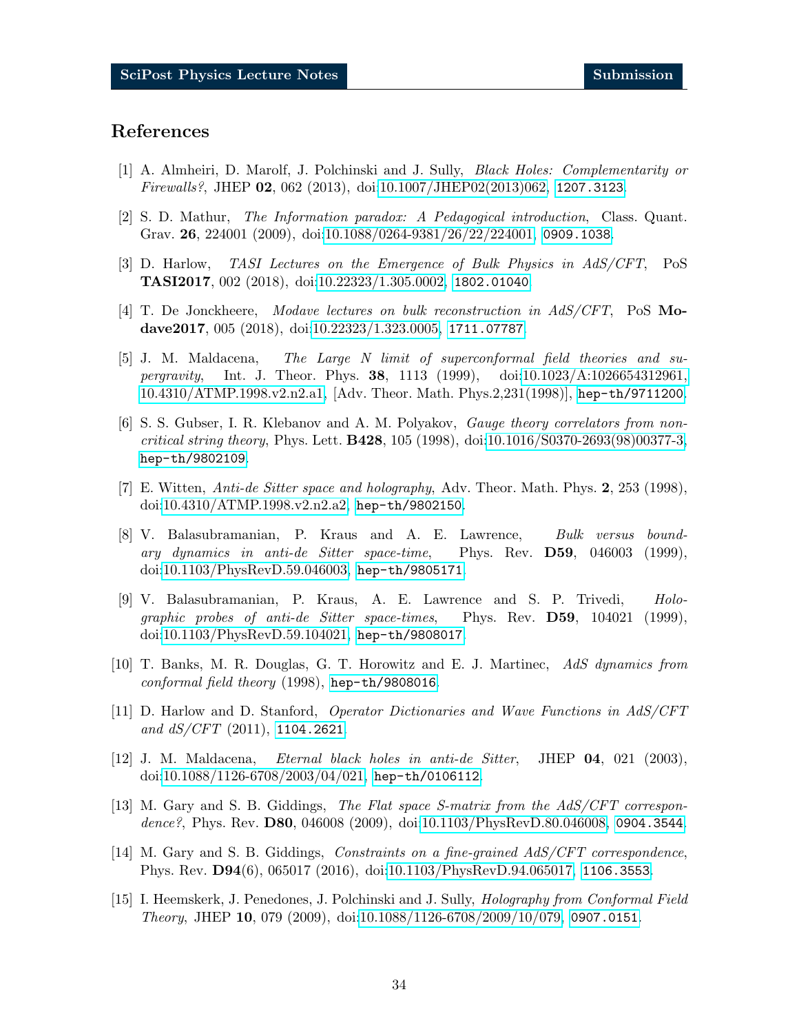## References

[1] A. Almheiri, D. Marolf, J. Polchinski and J. Sully, *Black Holes: Complementarity or Firewalls?*, JHEP **02**, 062 (2013), doi:10.1007/JHEP02(2013)062, 1207.3123.

[2] S. D. Mathur, *The Information paradox: A Pedagogical introduction*, Class. Quant. Grav. **26**, 224001 (2009), doi:10.1088/0264-9381/26/22/224001, 0909.1038.

[3] D. Harlow, *TASI Lectures on the Emergence of Bulk Physics in AdS/CFT*, PoS **TASI2017**, 002 (2018), doi:10.22323/1.305.0002, 1802.01040.

[4] T. De Jonckheere, *Modave lectures on bulk reconstruction in AdS/CFT*, PoS **Modave2017**, 005 (2018), doi:10.22323/1.323.0005, 1711.07787.

[5] J. M. Maldacena, *The Large N limit of superconformal field theories and supergravity*, Int. J. Theor. Phys. **38**, 1113 (1999), doi:10.1023/A:1026654312961, 10.4310/ATMP.1998.v2.n2.a1, [Adv. Theor. Math. Phys.2,231(1998)], hep-th/9711200.

[6] S. S. Gubser, I. R. Klebanov and A. M. Polyakov, *Gauge theory correlators from noncritical string theory*, Phys. Lett. **B428**, 105 (1998), doi:10.1016/S0370-2693(98)00377-3, hep-th/9802109.

[7] E. Witten, *Anti-de Sitter space and holography*, Adv. Theor. Math. Phys. **2**, 253 (1998), doi:10.4310/ATMP.1998.v2.n2.a2, hep-th/9802150.

[8] V. Balasubramanian, P. Kraus and A. E. Lawrence, *Bulk versus boundary dynamics in anti-de Sitter space-time*, Phys. Rev. **D59**, 046003 (1999), doi:10.1103/PhysRevD.59.046003, hep-th/9805171.

[9] V. Balasubramanian, P. Kraus, A. E. Lawrence and S. P. Trivedi, *Holographic probes of anti-de Sitter space-times*, Phys. Rev. **D59**, 104021 (1999), doi:10.1103/PhysRevD.59.104021, hep-th/9808017.

[10] T. Banks, M. R. Douglas, G. T. Horowitz and E. J. Martinec, *AdS dynamics from conformal field theory* (1998), hep-th/9808016.

[11] D. Harlow and D. Stanford, *Operator Dictionaries and Wave Functions in AdS/CFT and dS/CFT* (2011), 1104.2621.

[12] J. M. Maldacena, *Eternal black holes in anti-de Sitter*, JHEP **04**, 021 (2003), doi:10.1088/1126-6708/2003/04/021, hep-th/0106112.

[13] M. Gary and S. B. Giddings, *The Flat space S-matrix from the AdS/CFT correspondence?*, Phys. Rev. **D80**, 046008 (2009), doi:10.1103/PhysRevD.80.046008, 0904.3544.

[14] M. Gary and S. B. Giddings, *Constraints on a fine-grained AdS/CFT correspondence*, Phys. Rev. **D94**(6), 065017 (2016), doi:10.1103/PhysRevD.94.065017, 1106.3553.

[15] I. Heemskerk, J. Penedones, J. Polchinski and J. Sully, *Holography from Conformal Field Theory*, JHEP **10**, 079 (2009), doi:10.1088/1126-6708/2009/10/079, 0907.0151.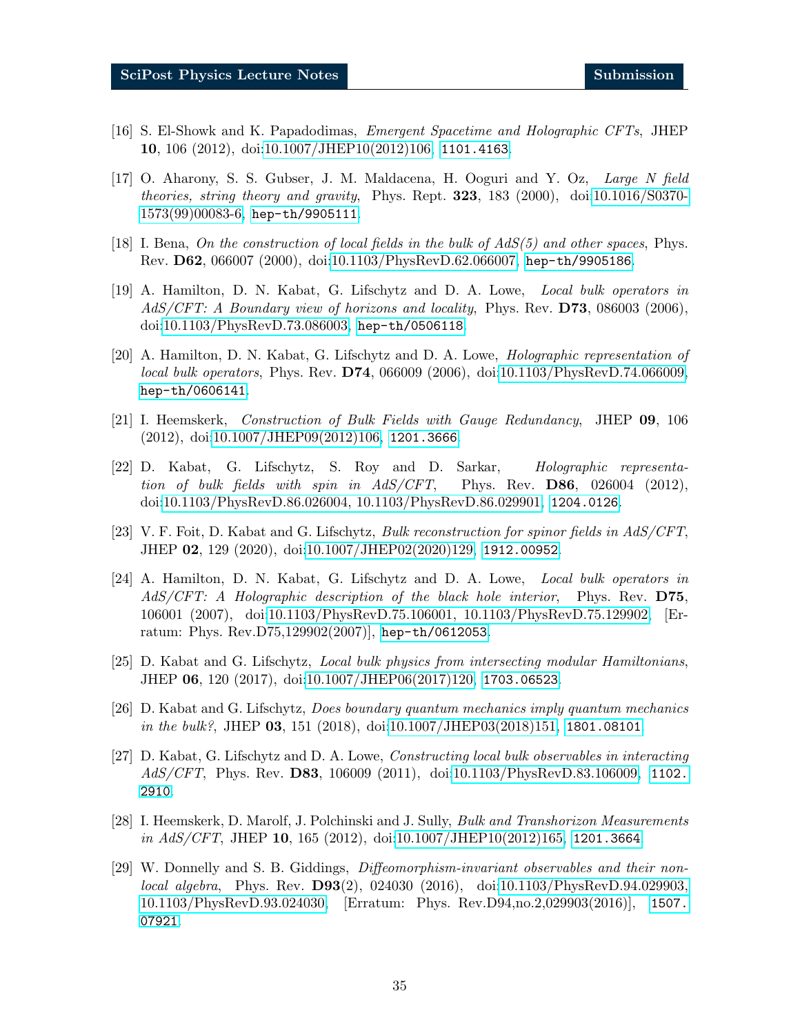[16] S. El-Showk and K. Papadodimas, *Emergent Spacetime and Holographic CFTs*, JHEP **10**, 106 (2012), doi:10.1007/JHEP10(2012)106, `1101.4163`.

[17] O. Aharony, S. S. Gubser, J. M. Maldacena, H. Ooguri and Y. Oz, *Large N field theories, string theory and gravity*, Phys. Rept. **323**, 183 (2000), doi:10.1016/S0370-1573(99)00083-6, `hep-th/9905111`.

[18] I. Bena, *On the construction of local fields in the bulk of AdS(5) and other spaces*, Phys. Rev. **D62**, 066007 (2000), doi:10.1103/PhysRevD.62.066007, `hep-th/9905186`.

[19] A. Hamilton, D. N. Kabat, G. Lifschytz and D. A. Lowe, *Local bulk operators in AdS/CFT: A Boundary view of horizons and locality*, Phys. Rev. **D73**, 086003 (2006), doi:10.1103/PhysRevD.73.086003, `hep-th/0506118`.

[20] A. Hamilton, D. N. Kabat, G. Lifschytz and D. A. Lowe, *Holographic representation of local bulk operators*, Phys. Rev. **D74**, 066009 (2006), doi:10.1103/PhysRevD.74.066009, `hep-th/0606141`.

[21] I. Heemskerk, *Construction of Bulk Fields with Gauge Redundancy*, JHEP **09**, 106 (2012), doi:10.1007/JHEP09(2012)106, `1201.3666`.

[22] D. Kabat, G. Lifschytz, S. Roy and D. Sarkar, *Holographic representation of bulk fields with spin in AdS/CFT*, Phys. Rev. **D86**, 026004 (2012), doi:10.1103/PhysRevD.86.026004, 10.1103/PhysRevD.86.029901, `1204.0126`.

[23] V. F. Foit, D. Kabat and G. Lifschytz, *Bulk reconstruction for spinor fields in AdS/CFT*, JHEP **02**, 129 (2020), doi:10.1007/JHEP02(2020)129, `1912.00952`.

[24] A. Hamilton, D. N. Kabat, G. Lifschytz and D. A. Lowe, *Local bulk operators in AdS/CFT: A Holographic description of the black hole interior*, Phys. Rev. **D75**, 106001 (2007), doi:10.1103/PhysRevD.75.106001, 10.1103/PhysRevD.75.129902, [Erratum: Phys. Rev.D75,129902(2007)], `hep-th/0612053`.

[25] D. Kabat and G. Lifschytz, *Local bulk physics from intersecting modular Hamiltonians*, JHEP **06**, 120 (2017), doi:10.1007/JHEP06(2017)120, `1703.06523`.

[26] D. Kabat and G. Lifschytz, *Does boundary quantum mechanics imply quantum mechanics in the bulk?*, JHEP **03**, 151 (2018), doi:10.1007/JHEP03(2018)151, `1801.08101`.

[27] D. Kabat, G. Lifschytz and D. A. Lowe, *Constructing local bulk observables in interacting AdS/CFT*, Phys. Rev. **D83**, 106009 (2011), doi:10.1103/PhysRevD.83.106009, `1102.2910`.

[28] I. Heemskerk, D. Marolf, J. Polchinski and J. Sully, *Bulk and Transhorizon Measurements in AdS/CFT*, JHEP **10**, 165 (2012), doi:10.1007/JHEP10(2012)165, `1201.3664`.

[29] W. Donnelly and S. B. Giddings, *Diffeomorphism-invariant observables and their nonlocal algebra*, Phys. Rev. **D93**(2), 024030 (2016), doi:10.1103/PhysRevD.94.029903, 10.1103/PhysRevD.93.024030, [Erratum: Phys. Rev.D94,no.2,029903(2016)], `1507.07921`.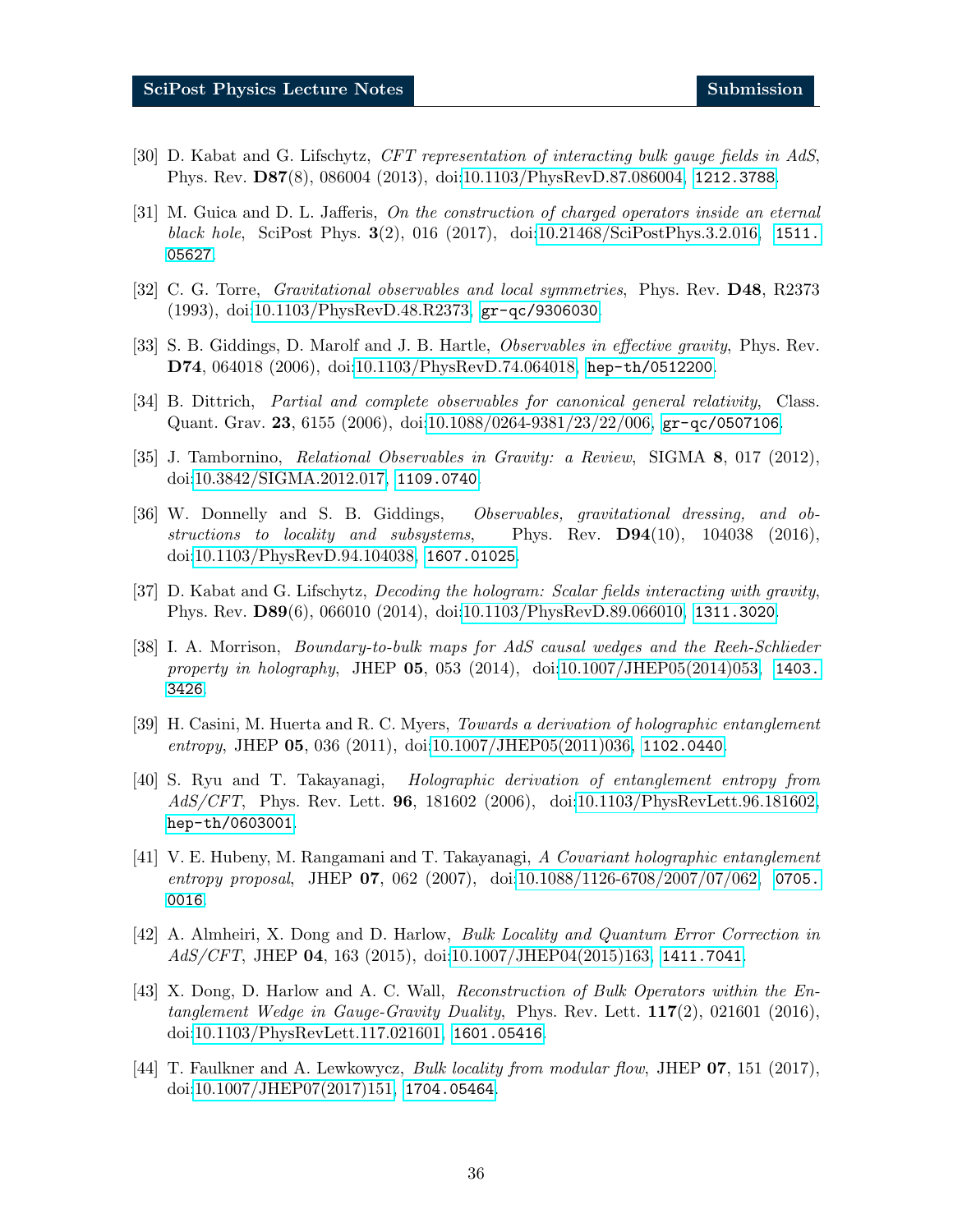[30] D. Kabat and G. Lifschytz, *CFT representation of interacting bulk gauge fields in AdS*, Phys. Rev. **D87**(8), 086004 (2013), doi:10.1103/PhysRevD.87.086004, 1212.3788.

[31] M. Guica and D. L. Jafferis, *On the construction of charged operators inside an eternal black hole*, SciPost Phys. **3**(2), 016 (2017), doi:10.21468/SciPostPhys.3.2.016, 1511.05627.

[32] C. G. Torre, *Gravitational observables and local symmetries*, Phys. Rev. **D48**, R2373 (1993), doi:10.1103/PhysRevD.48.R2373, gr-qc/9306030.

[33] S. B. Giddings, D. Marolf and J. B. Hartle, *Observables in effective gravity*, Phys. Rev. **D74**, 064018 (2006), doi:10.1103/PhysRevD.74.064018, hep-th/0512200.

[34] B. Dittrich, *Partial and complete observables for canonical general relativity*, Class. Quant. Grav. **23**, 6155 (2006), doi:10.1088/0264-9381/23/22/006, gr-qc/0507106.

[35] J. Tambornino, *Relational Observables in Gravity: a Review*, SIGMA **8**, 017 (2012), doi:10.3842/SIGMA.2012.017, 1109.0740.

[36] W. Donnelly and S. B. Giddings, *Observables, gravitational dressing, and obstructions to locality and subsystems*, Phys. Rev. **D94**(10), 104038 (2016), doi:10.1103/PhysRevD.94.104038, 1607.01025.

[37] D. Kabat and G. Lifschytz, *Decoding the hologram: Scalar fields interacting with gravity*, Phys. Rev. **D89**(6), 066010 (2014), doi:10.1103/PhysRevD.89.066010, 1311.3020.

[38] I. A. Morrison, *Boundary-to-bulk maps for AdS causal wedges and the Reeh-Schlieder property in holography*, JHEP **05**, 053 (2014), doi:10.1007/JHEP05(2014)053, 1403.3426.

[39] H. Casini, M. Huerta and R. C. Myers, *Towards a derivation of holographic entanglement entropy*, JHEP **05**, 036 (2011), doi:10.1007/JHEP05(2011)036, 1102.0440.

[40] S. Ryu and T. Takayanagi, *Holographic derivation of entanglement entropy from AdS/CFT*, Phys. Rev. Lett. **96**, 181602 (2006), doi:10.1103/PhysRevLett.96.181602, hep-th/0603001.

[41] V. E. Hubeny, M. Rangamani and T. Takayanagi, *A Covariant holographic entanglement entropy proposal*, JHEP **07**, 062 (2007), doi:10.1088/1126-6708/2007/07/062, 0705.0016.

[42] A. Almheiri, X. Dong and D. Harlow, *Bulk Locality and Quantum Error Correction in AdS/CFT*, JHEP **04**, 163 (2015), doi:10.1007/JHEP04(2015)163, 1411.7041.

[43] X. Dong, D. Harlow and A. C. Wall, *Reconstruction of Bulk Operators within the Entanglement Wedge in Gauge-Gravity Duality*, Phys. Rev. Lett. **117**(2), 021601 (2016), doi:10.1103/PhysRevLett.117.021601, 1601.05416.

[44] T. Faulkner and A. Lewkowycz, *Bulk locality from modular flow*, JHEP **07**, 151 (2017), doi:10.1007/JHEP07(2017)151, 1704.05464.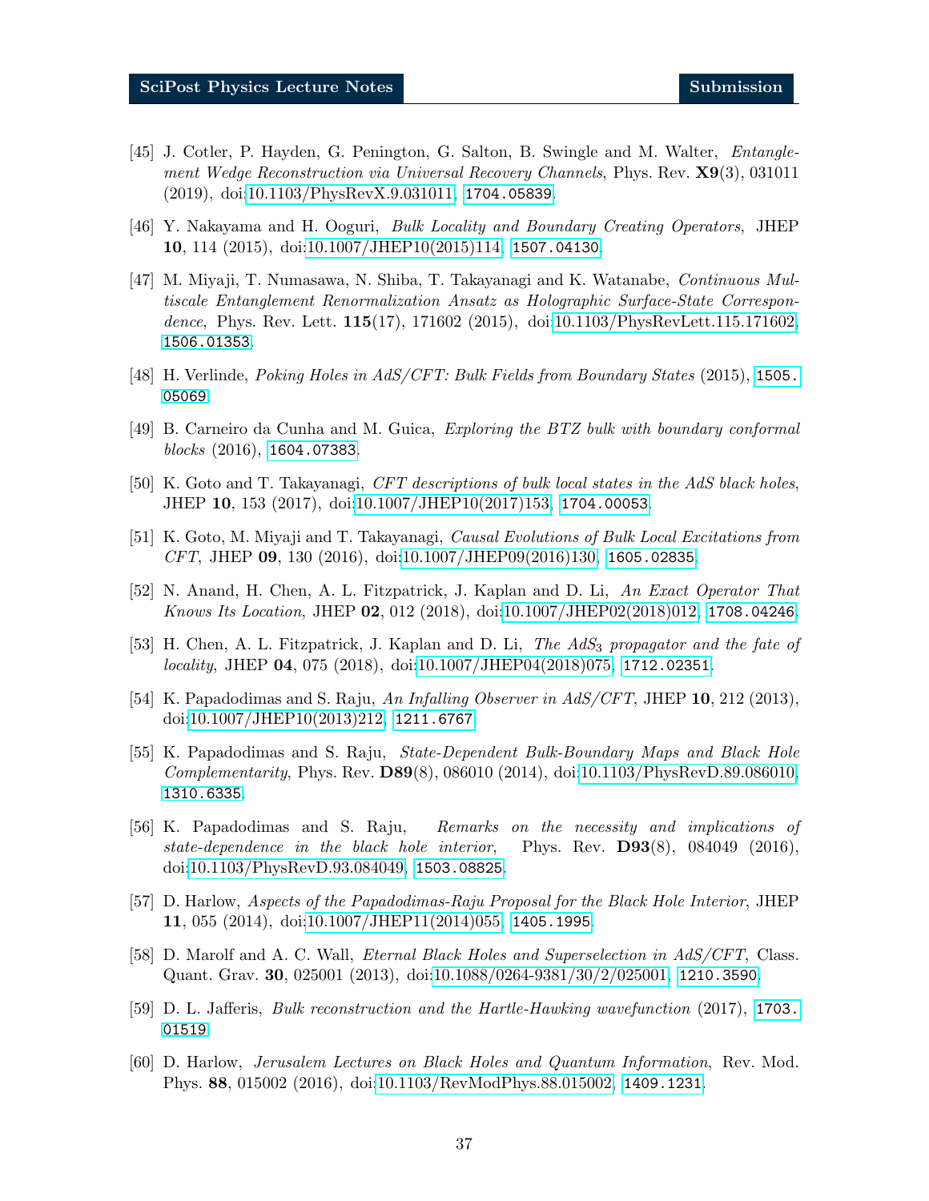[45] J. Cotler, P. Hayden, G. Penington, G. Salton, B. Swingle and M. Walter, *Entanglement Wedge Reconstruction via Universal Recovery Channels*, Phys. Rev. **X9**(3), 031011 (2019), doi:10.1103/PhysRevX.9.031011, 1704.05839.

[46] Y. Nakayama and H. Ooguri, *Bulk Locality and Boundary Creating Operators*, JHEP **10**, 114 (2015), doi:10.1007/JHEP10(2015)114, 1507.04130.

[47] M. Miyaji, T. Numasawa, N. Shiba, T. Takayanagi and K. Watanabe, *Continuous Multiscale Entanglement Renormalization Ansatz as Holographic Surface-State Correspondence*, Phys. Rev. Lett. **115**(17), 171602 (2015), doi:10.1103/PhysRevLett.115.171602, 1506.01353.

[48] H. Verlinde, *Poking Holes in AdS/CFT: Bulk Fields from Boundary States* (2015), 1505.05069.

[49] B. Carneiro da Cunha and M. Guica, *Exploring the BTZ bulk with boundary conformal blocks* (2016), 1604.07383.

[50] K. Goto and T. Takayanagi, *CFT descriptions of bulk local states in the AdS black holes*, JHEP **10**, 153 (2017), doi:10.1007/JHEP10(2017)153, 1704.00053.

[51] K. Goto, M. Miyaji and T. Takayanagi, *Causal Evolutions of Bulk Local Excitations from CFT*, JHEP **09**, 130 (2016), doi:10.1007/JHEP09(2016)130, 1605.02835.

[52] N. Anand, H. Chen, A. L. Fitzpatrick, J. Kaplan and D. Li, *An Exact Operator That Knows Its Location*, JHEP **02**, 012 (2018), doi:10.1007/JHEP02(2018)012, 1708.04246.

[53] H. Chen, A. L. Fitzpatrick, J. Kaplan and D. Li, *The $AdS_3$ propagator and the fate of locality*, JHEP **04**, 075 (2018), doi:10.1007/JHEP04(2018)075, 1712.02351.

[54] K. Papadodimas and S. Raju, *An Infalling Observer in AdS/CFT*, JHEP **10**, 212 (2013), doi:10.1007/JHEP10(2013)212, 1211.6767.

[55] K. Papadodimas and S. Raju, *State-Dependent Bulk-Boundary Maps and Black Hole Complementarity*, Phys. Rev. **D89**(8), 086010 (2014), doi:10.1103/PhysRevD.89.086010, 1310.6335.

[56] K. Papadodimas and S. Raju, *Remarks on the necessity and implications of state-dependence in the black hole interior*, Phys. Rev. **D93**(8), 084049 (2016), doi:10.1103/PhysRevD.93.084049, 1503.08825.

[57] D. Harlow, *Aspects of the Papadodimas-Raju Proposal for the Black Hole Interior*, JHEP **11**, 055 (2014), doi:10.1007/JHEP11(2014)055, 1405.1995.

[58] D. Marolf and A. C. Wall, *Eternal Black Holes and Superselection in AdS/CFT*, Class. Quant. Grav. **30**, 025001 (2013), doi:10.1088/0264-9381/30/2/025001, 1210.3590.

[59] D. L. Jafferis, *Bulk reconstruction and the Hartle-Hawking wavefunction* (2017), 1703.01519.

[60] D. Harlow, *Jerusalem Lectures on Black Holes and Quantum Information*, Rev. Mod. Phys. **88**, 015002 (2016), doi:10.1103/RevModPhys.88.015002, 1409.1231.